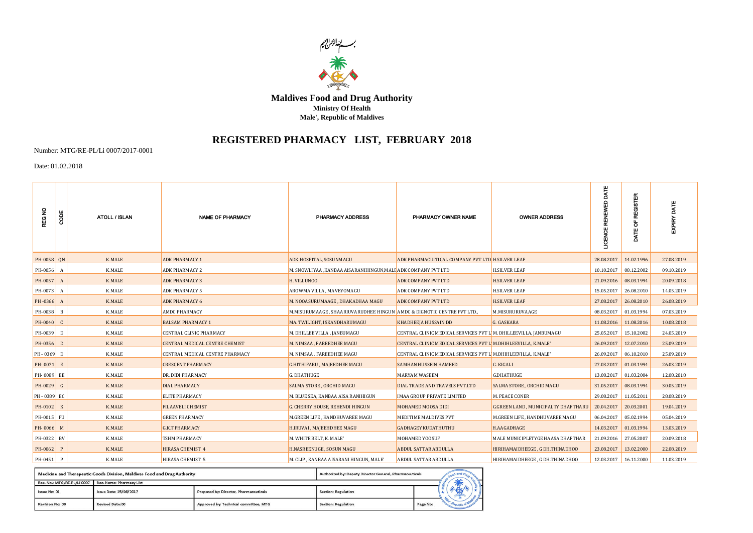بسم الله الرحمن الرحيم

**Maldives Food and Drug Authority**
**Ministry Of Health**
**Male', Republic of Maldives**

# REGISTERED PHARMACY LIST, FEBRUARY 2018

Number: MTG/RE-PL/Li 0007/2017-0001

Date: 01.02.2018

| REG NO | CODE | ATOLL / ISLAN | NAME OF PHARMACY | PHARMACY ADDRESS | PHARMACY OWNER NAME | OWNER ADDRESS | LICENCE RENEWED DATE | DATE OF REGISTER | EXPIRY DATE |
|---|---|---|---|---|---|---|---|---|---|
| PH-0058 | QN | K.MALE | ADK PHARMACY 1 | ADK HOSPITAL, SOSUNMAGU | ADK PHARMACUITICAL COMPANY PVT LTD | H.SILVER LEAF | 28.08.2017 | 14.02.1996 | 27.08.2019 |
| PH-0056 | A | K.MALE | ADK PHARMACY 2 | M. SNOWLIYAA ,KANBAA AISA RANIHINGUN,MALE | ADK COMPANY PVT LTD | H.SILVER LEAF | 10.10.2017 | 08.12.2002 | 09.10.2019 |
| PH-0057 | A | K.MALE | ADK PHARMACY 3 | H. VILLUNOO | ADK COMPANY PVT LTD | H.SILVER LEAF | 21.09.2016 | 08.03.1994 | 20.09.2018 |
| PH-0073 | A | K.MALE | ADK PHARMACY 5 | AROWMA VILLA , MAVEYOMAGU | ADK COMPANY PVT LTD | H.SILVER LEAF | 15.05.2017 | 26.08.2010 | 14.05.2019 |
| PH -0366 | A | K.MALE | ADK PHARMACY 6 | M. NOOASURUMAAGE , DHAKADHAA MAGU | ADK COMPANY PVT LTD | H.SILVER LEAF | 27.08.2017 | 26.08.2010 | 26.08.2019 |
| PH-0038 | B | K.MALE | AMDC PHARMACY | M.MISURUMAAGE , SHAARIUVARUDHEE HINGUN | AMDC & DIGNOTIC CENTRE PVT LTD., | M.MISURURUVAAGE | 08.03.2017 | 01.03.1994 | 07.03.2019 |
| PH-0040 | C | K.MALE | BALSAM PHARMACY 1 | MA. TWILIGHT, ISKANDHARUMAGU | KHADHEEJA HUSSAIN DD | G. GASKARA | 11.08.2016 | 11.08.2016 | 10.08.2018 |
| PH-0039 | D | K.MALE | CENTRAL CLINIC PHARMACY | M. DHILLEE VILLA , JANBUMAGU | CENTRAL CLINIC MEDICAL SERVICES PVT L' | M. DHILLEEVILLA, JANBUMAGU | 25.05.2017 | 15.10.2002 | 24.05.2019 |
| PH-0356 | D | K.MALE | CENTRAL MEDICAL CENTRE CHEMIST | M. NIMSAA , FAREEDHEE MAGU | CENTRAL CLINIC MEDICAL SERVICES PVT L' | M.DHIHLEEVILLA, K.MALE' | 26.09.2017 | 12.07.2010 | 25.09.2019 |
| PH - 0369 | D | K.MALE | CENTRAL MEDICAL CENTRE PHARMACY | M. NIMSAA , FAREEDHEE MAGU | CENTRAL CLINIC MEDICAL SERVICES PVT L' | M.DHIHLEEVILLA, K.MALE' | 26.09.2017 | 06.10.2010 | 25.09.2019 |
| PH- 0071 | E | K.MALE | CRESCENT PHARMACY | G.HITHIFARU , MAJEEDHEE MAGU | SAMHAN HUSSEIN HAMEED | G. KIGALI | 27.03.2017 | 01.03.1994 | 26.03.2019 |
| PH- 0089 | EE | K.MALE | DR. DIDI PHARMACY | G. DHATHUGE | MARYAM WASEEM | G.DHATHUGE | 13.08.2017 | 01.03.2004 | 12.08.2018 |
| PH-0029 | G | K.MALE | DIAL PHARMACY | SALMA STORE , ORCHID MAGU | DIAL TRADE AND TRAVELS PVT.LTD | SALMA STORE , ORCHID MAGU | 31.05.2017 | 08.03.1994 | 30.05.2019 |
| PH - 0389 | EC | K.MALE | ELITE PHARMACY | M. BLUE SEA, KANBAA AISA RANIHIGUN | IMAA GROUP PRIVATE LIMITED | M. PEACE CONER | 29.08.2017 | 11.05.2011 | 28.08.2019 |
| PH-0102 | K | K.MALE | FILAAVELI CHEMIST | G. CHERRY HOUSE, REHENDI HINGUN | MOHAMED MOOSA DIDI | G.GREEN LAND , MUNICIPALTY DHAFTHARU | 20.04.2017 | 20.03.2001 | 19.04.2019 |
| PH-0015 | PU | K.MALE | GREEN PHARMACY | M.GREEN LIFE , HANDHUVAREE MAGU | MEDITIME MALDIVES PVT | M.GREEN LIFE , HANDHUVAREE MAGU | 06.04.2017 | 05.02.1994 | 05.04.2019 |
| PH- 0066 | M | K.MALE | G.K.T PHARMACY | H.IRUVAI , MAJEEHDHEE MAGU | GADHAGEY KUDATHUTHU | H.AAGADHAGE | 14.03.2017 | 01.03.1994 | 13.03.2019 |
| PH-0322 | BV | K.MALE | TSHM PHARMACY | M. WHITE BELT, K. MALE' | MOHAMED YOOSUF | MALE MUNICIPLETYGE HAASA DHAFTHAR | 21.09.2016 | 27.05.2007 | 20.09.2018 |
| PH-0062 | P | K.MALE | HIRASA CHEMIST 4 | H.NASREENUGE , SOSUN MAGU | ABDUL SATTAR ABDULLA | HIRIHAMAIDHEEGE , G DH.THINADHOO | 23.08.2017 | 13.02.2000 | 22.08.2019 |
| PH-0451 | P | K.MALE | HIRASA CHEMIST 5 | M. CLIP , KANBAA AISARANI HINGUN, MALE' | ABDUL SATTAR ABDULLA | HIRIHAMAIDHEEGE , G DH.THINADHOO | 12.03.2017 | 16.11.2000 | 11.03.2019 |

| Medicine and Therapeutic Goods Division, Maldives Food and Drug Authority | | | Authorized by: Deputy Director General, Pharmaceuticals | |
|---|---|---|---|---|
| Rec. No.: MTG/RE-PL/LI 0007 | Rec. Name: Pharmacy List | | | |
| Issue No: 01 | Issue Date: 15/08/2017 | Prepared by: Director, Pharmaceuticals | Section: Regulation | |
| Revision No: 00 | Revised Date:00 | Approved by: Technical committee, MTG | Section: Regulation | Page No: |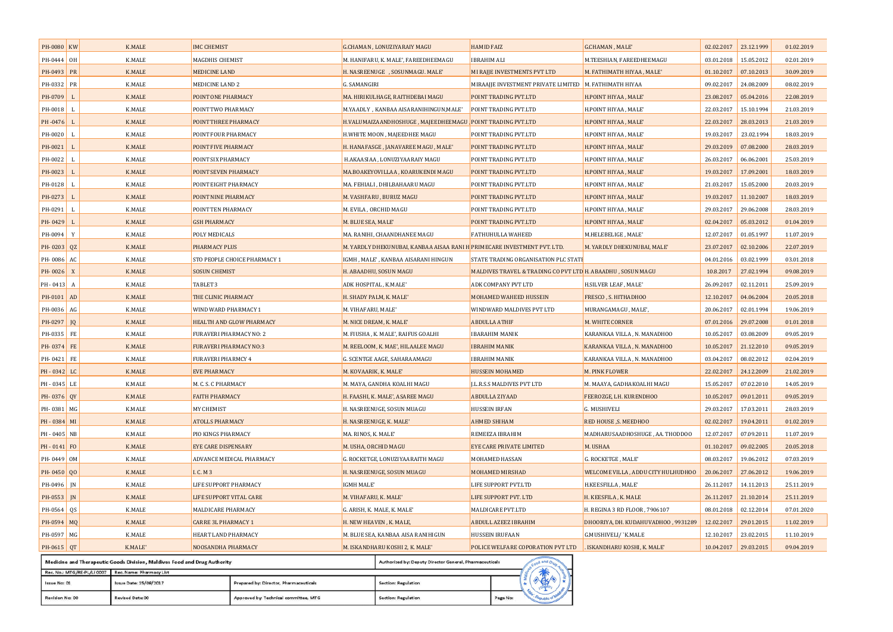| | | | | | | | | | |
|---|---|---|---|---|---|---|---|---|---|
| PH-0080 | KW | K.MALE | IMC CHEMIST | G.CHAMAN , LONUZIYARAIY MAGU | HAMID FAIZ | G.CHAMAN , MALE' | 02.02.2017 | 23.12.1999 | 01.02.2019 |
| PH-0444 | OH | K.MALE | MAGDHIS CHEMIST | M. HANIFARU, K. MALE', FAREEDHEEMAGU | IBRAHIM ALI | M.TEESHIAN, FAREEDHEEMAGU | 03.01.2018 | 15.05.2012 | 02.01.2019 |
| PH-0493 | PR | K.MALE | MEDICINE LAND | H. NASREENUGE , SOSUNMAGU. MALE' | MI RAJJE INVESTMENTS PVT LTD | M. FATHIMATH HIYAA , MALE' | 01.10.2017 | 07.10.2013 | 30.09.2019 |
| PH-0332 | PR | K.MALE | MEDICINE LAND 2 | G. SAMANGIRI | MIRAAJJE INVESTMENT PRIVATE LIMITED | M. FATHIMATH HIYAA | 09.02.2017 | 24.08.2009 | 08.02.2019 |
| PH-0709 | L | K.MALE | POINT ONE PHARMACY | MA. HIRIKULHAGE, RAITHDEBAI MAGU | POINT TRADING PVT.LTD | H.POINT HIYAA , MALE' | 23.08.2017 | 05.04.2016 | 22.08.2019 |
| PH-0018 | L | K.MALE | POINT TWO PHARMACY | M.YAADLY , KANBAA AISARANIHINGUN,MALE' | POINT TRADING PVT.LTD | H.POINT HIYAA , MALE' | 22.03.2017 | 15.10.1994 | 21.03.2019 |
| PH-0476 | L | K.MALE | POINT THREE PHARMACY | H.VALUMAIZAANDHOSHUGE , MAJEEDHEEMAGU | POINT TRADING PVT.LTD | H.POINT HIYAA , MALE' | 22.03.2017 | 28.03.2013 | 21.03.2019 |
| PH-0020 | L | K.MALE | POINT FOUR PHARMACY | H.WHITE MOON , MAJEEDHEE MAGU | POINT TRADING PVT.LTD | H.POINT HIYAA , MALE' | 19.03.2017 | 23.02.1994 | 18.03.2019 |
| PH-0021 | L | K.MALE | POINT FIVE PHARMACY | H. HANAFASGE , JANAVAREE MAGU , MALE' | POINT TRADING PVT.LTD | H.POINT HIYAA , MALE' | 29.03.2019 | 07.08.2000 | 28.03.2019 |
| PH-0022 | L | K.MALE | POINT SIX PHARMACY | H.AKAASIAA , LONUZIYAARAIY MAGU | POINT TRADING PVT.LTD | H.POINT HIYAA , MALE' | 26.03.2017 | 06.06.2001 | 25.03.2019 |
| PH-0023 | L | K.MALE | POINT SEVEN PHARMACY | MA.BOAKEYOVILLAA , KOARUKENDI MAGU | POINT TRADING PVT.LTD | H.POINT HIYAA , MALE' | 19.03.2017 | 17.09.2001 | 18.03.2019 |
| PH-0128 | L | K.MALE | POINT EIGHT PHARMACY | MA. FEHIALI , DHILBAHAARU MAGU | POINT TRADING PVT.LTD | H.POINT HIYAA , MALE' | 21.03.2017 | 15.05.2000 | 20.03.2019 |
| PH-0273 | L | K.MALE | POINT NINE PHARMACY | M. VASHFARU , BURUZ MAGU | POINT TRADING PVT.LTD | H.POINT HIYAA , MALE' | 19.03.2017 | 11.10.2007 | 18.03.2019 |
| PH-0291 | L | K.MALE | POINT TEN PHARMACY | M. EVILA , ORCHID MAGU | POINT TRADING PVT.LTD | H.POINT HIYAA , MALE' | 29.03.2017 | 29.06.2008 | 28.03.2019 |
| PH-0429 | L | K.MALE | GSH PHARMACY | M. BLUE SEA, MALE' | POINT TRADING PVT.LTD | H.POINT HIYAA , MALE' | 02.04.2017 | 05.03.2012 | 01.04.2019 |
| PH-0094 | Y | K.MALE | POLY MEDICALS | MA. RANIHI, CHAANDHANEE MAGU | FATHUHULLA WAHEED | M.HELEBELIGE , MALE' | 12.07.2017 | 01.05.1997 | 11.07.2019 |
| PH-0203 | QZ | K.MALE | PHARMACY PLUS | M. YARDLY DHEKUNUBAI, KANBAA AISAA RANI H | PRIMECARE INVESTMENT PVT. LTD. | M. YARDLY DHEKUNUBAI, MALE' | 23.07.2017 | 02.10.2006 | 22.07.2019 |
| PH- 0086 | AC | K.MALE | STO PEOPLE CHOICE PHARMACY 1 | IGMH , MALE' , KANBAA AISARANI HINGUN | STATE TRADING ORGANISATION PLC STATE | | 04.01.2016 | 03.02.1999 | 03.01.2018 |
| PH- 0026 | X | K.MALE | SOSUN CHEMIST | H. ABAADHU, SOSUN MAGU | MALDIVES TRAVEL & TRADING CO PVT LTD | H. ABAADHU , SOSUN MAGU | 10.8.2017 | 27.02.1994 | 09.08.2019 |
| PH - 0413 | A | K.MALE | TABLET 3 | ADK HOSPITAL , K.MALE' | ADK COMPANY PVT LTD | H.SILVER LEAF , MALE' | 26.09.2017 | 02.11.2011 | 25.09.2019 |
| PH-0101 | AD | K.MALE | THE CLINIC PHARMACY | H. SHADY PALM, K. MALE' | MOHAMED WAHEED HUSSEIN | FRESCO , S. HITHADHOO | 12.10.2017 | 04.06.2004 | 20.05.2018 |
| PH-0036 | AG | K.MALE | WIND WARD PHARMACY 1 | M. VIHAFARU, MALE' | WINDWARD MALDIVES PVT LTD | MURANGAMAGU, MALE', | 20.06.2017 | 02.01.1994 | 19.06.2019 |
| PH-0297 | JQ | K.MALE | HEALTH AND GLOW PHARMACY | M. NICE DREAM, K. MALE' | ABDULLA ATHIF | M. WHITE CORNER | 07.01.2016 | 29.07.2008 | 01.01.2018 |
| PH-0335 | FE | K.MALE | FURAVERI PHARMACY NO: 2 | M. FIUSHA , K. MALE', RAIFUS GOALHI | IBARAHIM MANIK | KARANKAA VILLA , N. MANADHOO | 10.05.2017 | 03.08.2009 | 09.05.2019 |
| PH- 0374 | FE | K.MALE | FURAVERI PHARMACY NO:3 | M. REELOOM, K. MAE', HILAALEE MAGU | IBRAHIM MANIK | KARANKAA VILLA , N. MANADHOO | 10.05.2017 | 21.12.2010 | 09.05.2019 |
| PH- 0421 | FE | K.MALE | FURAVERI PHARMCY 4 | G. SCENTGE AAGE, SAHARAAMAGU | IBRAHIM MANIK | KARANKAA VILLA , N. MANADHOO | 03.04.2017 | 08.02.2012 | 02.04.2019 |
| PH - 0342 | LC | K.MALE | EVE PHARMACY | M. KOVAARIK, K. MALE' | HUSSEIN MOHAMED | M. PINK FLOWER | 22.02.2017 | 24.12.2009 | 21.02.2019 |
| PH - 0345 | LE | K.MALE | M. C. S. C PHARMACY | M. MAYA, GANDHA KOALHI MAGU | J.L.R.S.S MALDIVES PVT LTD | M. MAAYA, GADHAKOALHI MAGU | 15.05.2017 | 07.02.2010 | 14.05.2019 |
| PH- 0376 | QY | K.MALE | FAITH PHARMACY | H. FAASHI, K. MALE', ASAREE MAGU | ABDULLA ZIYAAD | FEEROZGE, LH. KURENDHOO | 10.05.2017 | 09.01.2011 | 09.05.2019 |
| PH- 0381 | MG | K.MALE | MY CHEMIST | H. NASREENUGE, SOSUN MUAGU | HUSSEIN IRFAN | G. MUSHIVELI | 29.03.2017 | 17.03.2011 | 28.03.2019 |
| PH - 0384 | MI | K.MALE | ATOLLS PHARMACY | H. NASREENUGE, K. MALE' | AHMED SHIHAM | RED HOUSE ,S. MEEDHOO | 02.02.2017 | 19.04.2011 | 01.02.2019 |
| PH - 0405 | NB | K.MALE | PIO KINGS PHARMACY | MA. RINOS, K. MALE' | REMEEZA IBRAHIM | MADHARUSAADHOSHUGE , AA. THODDOO | 12.07.2017 | 07.09.2011 | 11.07.2019 |
| PH - 0141 | FO | K.MALE | EYE CARE DISPENSARY | M. USHA, ORCHID MAGU | EYE CARE PRIVATE LIMITED | M. USHAA | 01.10.2017 | 09.02.2005 | 20.05.2018 |
| PH- 0449 | OM | K.MALE | ADVANCE MEDICAL PHARMACY | G. ROCKETGE, LONUZIYAARAITH MAGU | MOHAMED HASSAN | G. ROCKETGE , MALE' | 08.03.2017 | 19.06.2012 | 07.03.2019 |
| PH-0450 | QO | K.MALE | I. C. M 3 | H. NASREENUGE, SOSUN MUAGU | MOHAMED MIRSHAD | WELCOME VILLA , ADDU CITY HULHUDHOO | 20.06.2017 | 27.06.2012 | 19.06.2019 |
| PH-0496 | JN | K.MALE | LIFE SUPPORT PHARMACY | IGMH MALE' | LIFE SUPPORT PVT.LTD | H.KEESFILA , MALE' | 26.11.2017 | 14.11.2013 | 25.11.2019 |
| PH-0553 | JN | K.MALE | LIFE SUPPORT VITAL CARE | M. VIHAFARU, K. MALE' | LIFE SUPPORT PVT. LTD | H. KEESFILA , K. MALE | 26.11.2017 | 21.10.2014 | 25.11.2019 |
| PH-0564 | QS | K.MALE | MALDICARE PHARMACY | G. ARISH, K. MALE, K. MALE' | MALDICARE PVT.LTD | H. REGINA 3 RD FLOOR , 7906107 | 08.01.2018 | 02.12.2014 | 07.01.2020 |
| PH-0594 | MQ | K.MALE | CARRE 3L PHARMACY 1 | H. NEW HEAVEN , K. MALE, | ABDULLA AZEEZ IBRAHIM | DHOORIYA, DH. KUDAHUVADHOO , 9931289 | 12.02.2017 | 29.01.2015 | 11.02.2019 |
| PH-0597 | MG | K.MALE | HEART LAND PHARMACY | M. BLUE SEA, KANBAA AISA RANIHIGUN | HUSSEIN IRUFAAN | G.MUSHIVELI/ `K.MALE | 12.10.2017 | 23.02.2015 | 11.10.2019 |
| PH-0615 | QT | K.MALE' | NOOSANDHA PHARMACY | M. ISKANDHARU KOSHI 2, K. MALE' | POLICE WELFARE COPORATION PVT LTD | . ISKANDHARU KOSHI, K. MALE' | 10.04.2017 | 29.03.2015 | 09.04.2019 |

| Medicine and Therapeutic Goods Division, Maldives Food and Drug Authority | | | Authorized by: Deputy Director General, Pharmaceuticals | |
|---|---|---|---|---|
| Rec. No.: MTG/RE-PL/LI 0007 | Rec. Name: Pharmacy List | | | |
| Issue No: 01 | Issue Date: 15/08/2017 | Prepared by: Director, Pharmaceuticals | Section: Regulation | |
| Revision No: 00 | Revised Date:00 | Approved by: Technical committee, MTG | Section: Regulation | Page No: |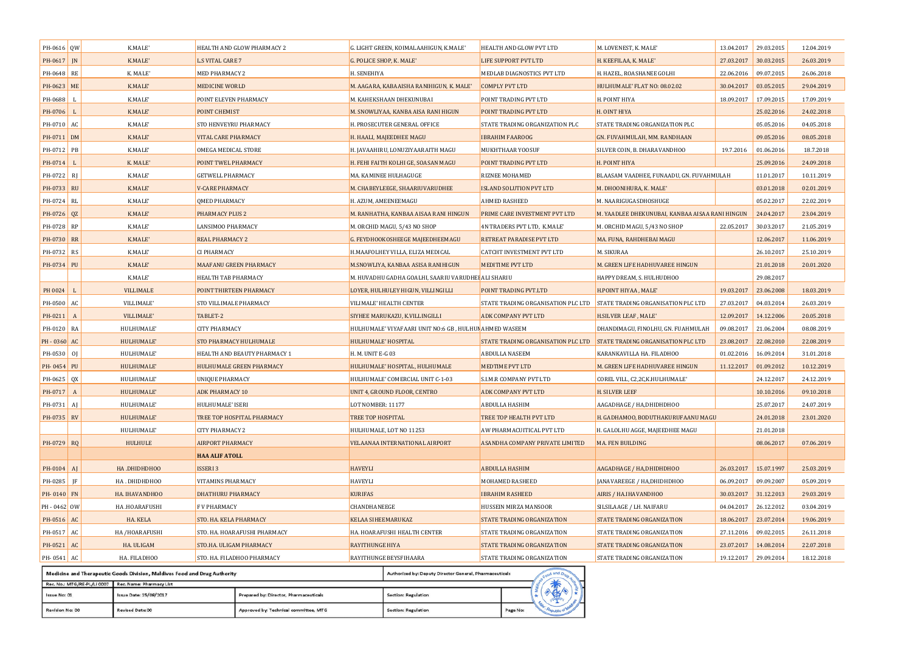| | | | | | | | | | |
|---|---|---|---|---|---|---|---|---|---|
| PH-0616 | QW | K.MALE' | HEALTH AND GLOW PHARMACY 2 | G. LIGHT GREEN, KOIMALAAHIGUN, K.MALE' | HEALTH AND GLOW PVT LTD | M. LOVENEST, K. MALE' | 13.04.2017 | 29.03.2015 | 12.04.2019 |
| PH-0617 | JN | K.MALE' | L.S VITAL CARE 7 | G. POLICE SHOP, K. MALE' | LIFE SUPPORT PVT LTD | H. KEEFILAA, K. MALE' | 27.03.2017 | 30.03.2015 | 26.03.2019 |
| PH-0648 | RE | K. MALE' | MED PHARMACY 2 | H. SENEHIYA | MEDLAB DIAGNOSTICS PVT LTD | H. HAZEL, ROASHANEE GOLHI | 22.06.2016 | 09.07.2015 | 26.06.2018 |
| PH-0623 | ME | K.MALE' | MEDICINE WORLD | M. AAGARA, KABAAISHA RANIHIGUN, K. MALE' | COMPLY PVT LTD | HULHUMALE' FLAT NO: 08.02.02 | 30.04.2017 | 03.05.2015 | 29.04.2019 |
| PH-0688 | L | K.MALE' | POINT ELEVEN PHARMACY | M. KAHEKSHAAN DHEKUNUBAI | POINT TRADING PVT LTD | H. POINT HIYA | 18.09.2017 | 17.09.2015 | 17.09.2019 |
| PH-0706 | L | K.MALE' | POINT CHEMIST | M. SNOWLIYAA, KANBA AISA RANI HIGUN | POINT TRADING PVT LTD | H. OINT HIYA | | 25.02.2016 | 24.02.2018 |
| PH-0710 | AC | K.MALE' | STO HENVEYRU PHARMACY | H. PROSECUTER GENERAL OFFICE | STATE TRADING ORGANIZATION PLC | STATE TRADING ORGANIZATION PLC | | 05.05.2016 | 04.05.2018 |
| PH-0711 | DM | K.MALE' | VITAL CARE PHARMACY | H. HAALI, MAJEEDHEE MAGU | IBRAHIM FAAROOG | GN. FUVAHMULAH, MM. RANDHAAN | | 09.05.2016 | 08.05.2018 |
| PH-0712 | PB | K.MALE' | OMEGA MEDICAL STORE | H. JAVAAHIRU, LONUZIYAARAITH MAGU | MUKHTHAAR YOOSUF | SILVER COIN, B. DHARAVANDHOO | 19.7.2016 | 01.06.2016 | 18.7.2018 |
| PH-0714 | L | K. MALE' | POINT TWEL PHARMACY | H. FEHI FAITH KOLHIGE, SOASAN MAGU | POINT TRADING PVT LTD | H. POINT HIYA | | 25.09.2016 | 24.09.2018 |
| PH-0722 | RJ | K.MALE' | GETWELL PHARMACY | MA. KAMINEE HULHAGUGE | RIZNEE MOHAMED | BLAASAM VAADHEE, FUNAADU, GN. FUVAHMULAH | | 11.01.2017 | 10.11.2019 |
| PH-0733 | RU | K.MALE' | V-CARE PHARMACY | M. CHABEYLEEGE, SHAARIUVARUDHEE | ISLAND SOLUTION PVT LTD | M. DHOONIHURA, K. MALE' | | 03.01.2018 | 02.01.2019 |
| PH-0724 | RL | K.MALE' | QMED PHARMACY | H. AZUM, AMEENEEMAGU | AHMED RASHEED | M. NAARIGUGASDHOSHUGE | | 05.02.2017 | 22.02.2019 |
| PH-0726 | QZ | K.MALE' | PHARMACY PLUS 2 | M. RANHATHA, KANBAA AISAA RANI HINGUN | PRIME CARE INVESTMENT PVT LTD | M. YAADLEE DHEKUNUBAI, KANBAA AISAA RANI HINGUN | | 24.04.2017 | 23.04.2019 |
| PH-0728 | RP | K.MALE' | LANSIMOO PHARMACY | M. ORCHID MAGU, 5/43 NO SHOP | 4N TRADERS PVT LTD, K.MALE' | M. ORCHID MAGU, 5/43 NO SHOP | 22.05.2017 | 30.03.2017 | 21.05.2019 |
| PH-0730 | RR | K.MALE' | REAL PHARMACY 2 | G. FEYDHOOKOSHEEGE MAJEEDHEEMAGU | RETREAT PARADISE PVT LTD | MA. FUNA, RAHDHEBAI MAGU | | 12.06.2017 | 11.06.2019 |
| PH-0732 | RS | K.MALE' | CI PHARMACY | H.MAAFOLHEY VILLA, ELIZA MEDICAL | CATCHT INVESTMENT PVT LTD | M. SIKURAA | | 26.10.2017 | 25.10.2019 |
| PH-0734 | PU | K.MALE' | MAAFANU GREEN PHARMACY | M.SNOWLIYA, KANBAA ASISA RANIHIGUN | MEDITIME PVT LTD | M. GREEN LIFE HADHUVAREE HINGUN | | 21.01.2018 | 20.01.2020 |
| | | K.MALE' | HEALTH TAB PHARMACY | M. HUVADHU GADHA GOALHI, SAARIU VARUDHEE | ALI SHARIU | HAPPY DREAM, S. HULHUDHOO | | 29.08.2017 | |
| PH 0024 | L | VILLIMALE | POINT THIRTEEN PHARMACY | LOYER, HULHULEY HIGUN, VILLINGILLI | POINT TRADING PVT.LTD | H.POINT HIYAA , MALE' | 19.03.2017 | 23.06.2008 | 18.03.2019 |
| PH-0500 | AC | VILLIMALE' | STO VILLIMALE PHARMACY | VILIMALE' HEALTH CENTER | STATE TRADING ORGANISATION PLC LTD | STATE TRADING ORGANISATION PLC LTD | 27.03.2017 | 04.03.2014 | 26.03.2019 |
| PH-0211 | A | VILLIMALE' | TABLET-2 | SIYHEE MARUKAZU, K.VILLINGILLI | ADK COMPANY PVT LTD | H.SILVER LEAF , MALE' | 12.09.2017 | 14.12.2006 | 20.05.2018 |
| PH-0120 | RA | HULHUMALE' | CITY PHARMACY | HULHUMALE' VIYAFAARI UNIT NO:6 GB , HULHUMALE' | AHMED WASEEM | DHANDIMAGU, FINOLHU, GN. FUAHMULAH | 09.08.2017 | 21.06.2004 | 08.08.2019 |
| PH - 0360 | AC | HULHUMALE' | STO PHARMACY HULHUMALE | HULHUMALE' HOSPITAL | STATE TRADING ORGANISATION PLC LTD | STATE TRADING ORGANISATION PLC LTD | 23.08.2017 | 22.08.2010 | 22.08.2019 |
| PH-0530 | OJ | HULHUMALE' | HEALTH AND BEAUTY PHARMACY 1 | H. M. UNIT E-G 03 | ABDULLA NASEEM | KARANKAVILLA HA. FILADHOO | 01.02.2016 | 16.09.2014 | 31.01.2018 |
| PH- 0454 | PU | HULHUMALE' | HULHUMALE GREEN PHARMACY | HULHUMALE' HOSPITAL, HULHUMALE | MEDTIME PVT LTD | M. GREEN LIFE HADHUVAREE HINGUN | 11.12.2017 | 01.09.2012 | 10.12.2019 |
| PH-0625 | QX | HULHUMALE' | UNIQUE PHARMACY | HULHUMALE' COMERCIAL UNIT C-1-03 | S.I.M.R COMPANY PVT LTD | COREL VILL, C2,2C,K.HULHUMALE' | | 24.12.2017 | 24.12.2019 |
| PH-0717 | A | HULHUMALE' | ADK PHARMACY 10 | UNIT 4, GROUND FLOOR, CENTRO | ADK COMPANY PVT LTD | H. SILVER LEEF | | 10.10.2016 | 09.10.2018 |
| PH-0731 | AJ | HULHUMALE' | HULHUMALE' ISERI | LOT NOMBER: 11177 | ABDULLA HASHIM | AAGADHAGE / HA,DHIDHDHOO | | 25.07.2017 | 24.07.2019 |
| PH-0735 | RV | HULHUMALE' | TREE TOP HOSPITAL PHARMACY | TREE TOP HOSPITAL | TREE TOP HEALTH PVT LTD | H. GADHAMOO, BODUTHAKURUFAANU MAGU | | 24.01.2018 | 23.01.2020 |
| | | HULHUMALE' | CITY PHARMACY 2 | HULHUMALE, LOT NO 11253 | AW PHARMACUITICAL PVT LTD | H. GALOLHU AGGE, MAJEEDHEE MAGU | | 21.01.2018 | |
| PH-0729 | RQ | HULHULE | AIRPORT PHARMACY | VELAANAA INTERNATIONAL AIRPORT | ASANDHA COMPANY PRIVATE LIMITED | MA. FEN BUILDING | | 08.06.2017 | 07.06.2019 |
| | | | **HAA ALIF ATOLL** | | | | | | |
| PH-0104 | AJ | HA .DHIDHDHOO | ISSERI 3 | HAVEYLI | ABDULLA HASHIM | AAGADHAGE / HA,DHIDHDHOO | 26.03.2017 | 15.07.1997 | 25.03.2019 |
| PH-0285 | JF | HA . DHIDHDHOO | VITAMINS PHARMACY | HAVEYLI | MOHAMED RASHEED | JANAVAREEGE / HA,DHIDHDHOO | 06.09.2017 | 09.09.2007 | 05.09.2019 |
| PH- 0140 | FN | HA. IHAVANDHOO | DHATHURU PHARMACY | KURIFAS | IBRAHIM RASHEED | AIRIS / HA.IHAVANDHOO | 30.03.2017 | 31.12.2013 | 29.03.2019 |
| PH - 0462 | OW | HA .HOARAFUSHI | F V PHARMACY | CHANDHANEEGE | HUSSEIN MIRZA MANSOOR | SILSILAAGE / LH. NAIFARU | 04.04.2017 | 26.12.2012 | 03.04.2019 |
| PH-0516 | AC | HA. KELA | STO. HA. KELA PHARMACY | KELAA SIHEEMARUKAZ | STATE TRADING ORGANIZATION | STATE TRADING ORGANIZATION | 18.06.2017 | 23.07.2014 | 19.06.2019 |
| PH-0517 | AC | HA /HOARAFUSHI | STO. HA. HOARAFUSHI PHARMACY | HA. HOARAFUSHI HEALTH CENTER | STATE TRADING ORGANIZATION | STATE TRADING ORGANIZATION | 27.11.2016 | 09.02.2015 | 26.11.2018 |
| PH-0521 | AC | HA. ULIGAM | STO.HA. ULIGAM PHARMACY | RAYITHUNGE HIYA | STATE TRADING ORGANIZATION | STATE TRADING ORGANIZATION | 23.07.2017 | 14.08.2014 | 22.07.2018 |
| PH- 0541 | AC | HA.. FILADHOO | STO. HA. FILADHOO PHARMACY | RAYITHUNGE BEYSFIHAARA | STATE TRADING ORGANIZATION | STATE TRADING ORGANIZATION | 19.12.2017 | 29.09.2014 | 18.12.2018 |

| Medicine and Therapeutic Goods Division, Maldives Food and Drug Authority | | | Authorized by: Deputy Director General, Pharmaceuticals | |
|---|---|---|---|---|
| Rec. No.: MTG/RE-PL/LI 0007 | Rec. Name: Pharmacy List | | | |
| Issue No: 01 | Issue Date: 15/08/2017 | Prepared by: Director, Pharmaceuticals | Section: Regulation | |
| Revision No: 00 | Revised Date:00 | Approved by: Technical committee, MTG | Section: Regulation | Page No: |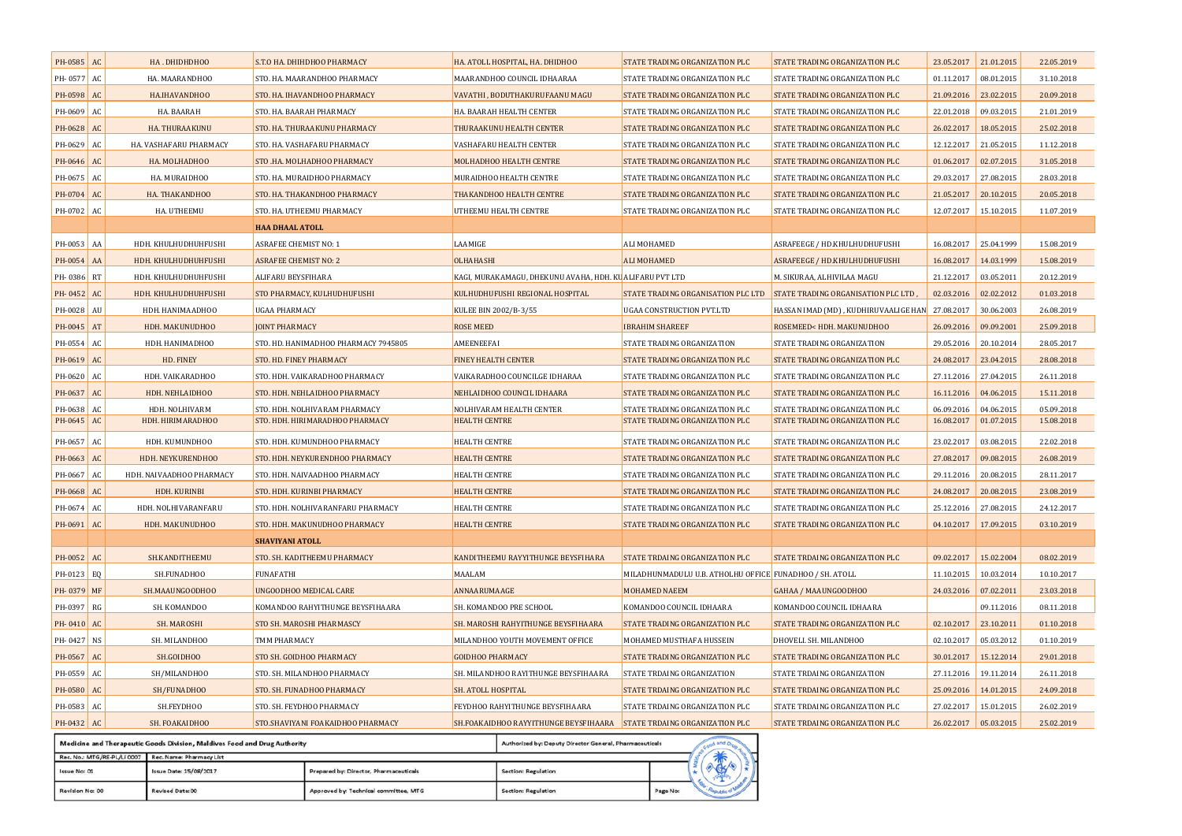| | | | | | | | | | |
|---|---|---|---|---|---|---|---|---|---|
| PH-0585 | AC | HA . DHIDHDHOO | S.T.O HA. DHIHDHOO PHARMACY | HA. ATOLL HOSPITAL, HA. DHIDHOO | STATE TRADING ORGANIZATION PLC | STATE TRADING ORGANIZATION PLC | 23.05.2017 | 21.01.2015 | 22.05.2019 |
| PH- 0577 | AC | HA. MAARANDHOO | STO. HA. MAARANDHOO PHARMACY | MAARANDHOO COUNCIL IDHAARAA | STATE TRADING ORGANIZATION PLC | STATE TRADING ORGANIZATION PLC | 01.11.2017 | 08.01.2015 | 31.10.2018 |
| PH-0598 | AC | HA.IHAVANDHOO | STO. HA. IHAVANDHOO PHARMACY | VAVATHI , BODUTHAKURUFAANU MAGU | STATE TRADING ORGANIZATION PLC | STATE TRADING ORGANIZATION PLC | 21.09.2016 | 23.02.2015 | 20.09.2018 |
| PH-0609 | AC | HA. BAARAH | STO. HA. BAARAH PHARMACY | HA. BAARAH HEALTH CENTER | STATE TRADING ORGANIZATION PLC | STATE TRADING ORGANIZATION PLC | 22.01.2018 | 09.03.2015 | 21.01.2019 |
| PH-0628 | AC | HA. THURAAKUNU | STO. HA. THURAAKUNU PHARMACY | THURAAKUNU HEALTH CENTER | STATE TRADING ORGANIZATION PLC | STATE TRADING ORGANIZATION PLC | 26.02.2017 | 18.05.2015 | 25.02.2018 |
| PH-0629 | AC | HA. VASHAFARU PHARMACY | STO. HA. VASHAFARU PHARMACY | VASHAFARU HEALTH CENTER | STATE TRADING ORGANIZATION PLC | STATE TRADING ORGANIZATION PLC | 12.12.2017 | 21.05.2015 | 11.12.2018 |
| PH-0646 | AC | HA. MOLHADHOO | STO .HA. MOLHADHOO PHARMACY | MOLHADHOO HEALTH CENTRE | STATE TRADING ORGANIZATION PLC | STATE TRADING ORGANIZATION PLC | 01.06.2017 | 02.07.2015 | 31.05.2018 |
| PH-0675 | AC | HA. MURAIDHOO | STO. HA. MURAIDHOO PHARMACY | MURAIDHOO HEALTH CENTRE | STATE TRADING ORGANIZATION PLC | STATE TRADING ORGANIZATION PLC | 29.03.2017 | 27.08.2015 | 28.03.2018 |
| PH-0704 | AC | HA. THAKANDHOO | STO. HA. THAKANDHOO PHARMACY | THAKANDHOO HEALTH CENTRE | STATE TRADING ORGANIZATION PLC | STATE TRADING ORGANIZATION PLC | 21.05.2017 | 20.10.2015 | 20.05.2018 |
| PH-0702 | AC | HA. UTHEEMU | STO. HA. UTHEEMU PHARMACY | UTHEEMU HEALTH CENTRE | STATE TRADING ORGANIZATION PLC | STATE TRADING ORGANIZATION PLC | 12.07.2017 | 15.10.2015 | 11.07.2019 |
| | | | **HAA DHAAL ATOLL** | | | | | | |
| PH-0053 | AA | HDH. KHULHUDHUHFUSHI | ASRAFEE CHEMIST NO: 1 | LAAMIGE | ALI MOHAMED | ASRAFEEGE / HD.KHULHUDHUFUSHI | 16.08.2017 | 25.04.1999 | 15.08.2019 |
| PH-0054 | AA | HDH. KHULHUDHUHFUSHI | ASRAFEE CHEMIST NO: 2 | OLHAHASHI | ALI MOHAMED | ASRAFEEGE / HD.KHULHUDHUFUSHI | 16.08.2017 | 14.03.1999 | 15.08.2019 |
| PH- 0386 | RT | HDH. KHULHUDHUHFUSHI | ALIFARU BEYSFIHARA | KAGI, MURAKAMAGU, DHEKUNU AVAHA, HDH. KU | ALIFARU PVT LTD | M. SIKURAA, ALHIVILAA MAGU | 21.12.2017 | 03.05.2011 | 20.12.2019 |
| PH- 0452 | AC | HDH. KHULHUDHUHFUSHI | STO PHARMACY, KULHUDHUFUSHI | KULHUDHUFUSHI REGIONAL HOSPITAL | STATE TRADING ORGANISATION PLC LTD | STATE TRADING ORGANISATION PLC LTD , | 02.03.2016 | 02.02.2012 | 01.03.2018 |
| PH-0028 | AU | HDH. HANIMAADHOO | UGAA PHARMACY | KULEE BIN 2002/B-3/55 | UGAA CONSTRUCTION PVT.LTD | HASSAN IMAD (MD) , KUDHIRUVAALIGE HAN | 27.08.2017 | 30.06.2003 | 26.08.2019 |
| PH-0045 | AT | HDH. MAKUNUDHOO | JOINT PHARMACY | ROSE MEED | IBRAHIM SHAREEF | ROSEMEED< HDH. MAKUNUDHOO | 26.09.2016 | 09.09.2001 | 25.09.2018 |
| PH-0554 | AC | HDH. HANIMADHOO | STO. HD. HANIMADHOO PHARMACY 7945805 | AMEENEEFAI | STATE TRADING ORGANIZATION | STATE TRADING ORGANIZATION | 29.05.2016 | 20.10.2014 | 28.05.2017 |
| PH-0619 | AC | HD. FINEY | STO. HD. FINEY PHARMACY | FINEY HEALTH CENTER | STATE TRADING ORGANIZATION PLC | STATE TRADING ORGANIZATION PLC | 24.08.2017 | 23.04.2015 | 28.08.2018 |
| PH-0620 | AC | HDH. VAIKARADHOO | STO. HDH. VAIKARADHOO PHARMACY | VAIKARADHOO COUNCILGE IDHARAA | STATE TRADING ORGANIZATION PLC | STATE TRADING ORGANIZATION PLC | 27.11.2016 | 27.04.2015 | 26.11.2018 |
| PH-0637 | AC | HDH. NEHLAIDHOO | STO. HDH. NEHLAIDHOO PHARMACY | NEHLAIDHOO COUNCIL IDHAARA | STATE TRADING ORGANIZATION PLC | STATE TRADING ORGANIZATION PLC | 16.11.2016 | 04.06.2015 | 15.11.2018 |
| PH-0638 | AC | HDH. NOLHIVARM | STO. HDH. NOLHIVARAM PHARMACY | NOLHIVARAM HEALTH CENTER | STATE TRADING ORGANIZATION PLC | STATE TRADING ORGANIZATION PLC | 06.09.2016 | 04.06.2015 | 05.09.2018 |
| PH-0645 | AC | HDH. HIRIMARADHOO | STO. HDH. HIRIMARADHOO PHARMACY | HEALTH CENTRE | STATE TRADING ORGANIZATION PLC | STATE TRADING ORGANIZATION PLC | 16.08.2017 | 01.07.2015 | 15.08.2018 |
| PH-0657 | AC | HDH. KUMUNDHOO | STO. HDH. KUMUNDHOO PHARMACY | HEALTH CENTRE | STATE TRADING ORGANIZATION PLC | STATE TRADING ORGANIZATION PLC | 23.02.2017 | 03.08.2015 | 22.02.2018 |
| PH-0663 | AC | HDH. NEYKURENDHOO | STO. HDH. NEYKURENDHOO PHARMACY | HEALTH CENTRE | STATE TRADING ORGANIZATION PLC | STATE TRADING ORGANIZATION PLC | 27.08.2017 | 09.08.2015 | 26.08.2019 |
| PH-0667 | AC | HDH. NAIVAADHOO PHARMACY | STO. HDH. NAIVAADHOO PHARMACY | HEALTH CENTRE | STATE TRADING ORGANIZATION PLC | STATE TRADING ORGANIZATION PLC | 29.11.2016 | 20.08.2015 | 28.11.2017 |
| PH-0668 | AC | HDH. KURINBI | STO. HDH. KURINBI PHARMACY | HEALTH CENTRE | STATE TRADING ORGANIZATION PLC | STATE TRADING ORGANIZATION PLC | 24.08.2017 | 20.08.2015 | 23.08.2019 |
| PH-0674 | AC | HDH. NOLHIVARANFARU | STO. HDH. NOLHIVARANFARU PHARMACY | HEALTH CENTRE | STATE TRADING ORGANIZATION PLC | STATE TRADING ORGANIZATION PLC | 25.12.2016 | 27.08.2015 | 24.12.2017 |
| PH-0691 | AC | HDH. MAKUNUDHOO | STO. HDH. MAKUNUDHOO PHARMACY | HEALTH CENTRE | STATE TRADING ORGANIZATION PLC | STATE TRADING ORGANIZATION PLC | 04.10.2017 | 17.09.2015 | 03.10.2019 |
| | | | **SHAVIYANI ATOLL** | | | | | | |
| PH-0052 | AC | SH.KANDITHEEMU | STO. SH. KANDITHEEMU PHARMACY | KANDITHEEMU RAYYITHUNGE BEYSFIHARA | STATE TRDAING ORGANIZATION PLC | STATE TRDAING ORGANIZATION PLC | 09.02.2017 | 15.02.2004 | 08.02.2019 |
| PH-0123 | EQ | SH.FUNADHOO | FUNAFATHI | MAALAM | MILADHUNMADULU U.B. ATHOLHU OFFICE | FUNADHOO / SH. ATOLL | 11.10.2015 | 10.03.2014 | 10.10.2017 |
| PH- 0379 | MF | SH.MAAUNGOODHOO | UNGOODHOO MEDICAL CARE | ANNAARUMAAGE | MOHAMED NAEEM | GAHAA / MAAUNGOODHOO | 24.03.2016 | 07.02.2011 | 23.03.2018 |
| PH-0397 | RG | SH. KOMANDOO | KOMANDOO RAHYITHUNGE BEYSFIHAARA | SH. KOMANDOO PRE SCHOOL | KOMANDOO COUNCIL IDHAARA | KOMANDOO COUNCIL IDHAARA | | 09.11.2016 | 08.11.2018 |
| PH- 0410 | AC | SH. MAROSHI | STO SH. MAROSHI PHARMASCY | SH. MAROSHI RAHYITHUNGE BEYSFIHAARA | STATE TRADING ORGANIZATION PLC | STATE TRADING ORGANIZATION PLC | 02.10.2017 | 23.10.2011 | 01.10.2018 |
| PH- 0427 | NS | SH. MILANDHOO | TMM PHARMACY | MILANDHOO YOUTH MOVEMENT OFFICE | MOHAMED MUSTHAFA HUSSEIN | DHOVELI. SH. MILANDHOO | 02.10.2017 | 05.03.2012 | 01.10.2019 |
| PH-0567 | AC | SH.GOIDHOO | STO SH. GOIDHOO PHARMACY | GOIDHOO PHARMACY | STATE TRADING ORGANIZATION PLC | STATE TRADING ORGANIZATION PLC | 30.01.2017 | 15.12.2014 | 29.01.2018 |
| PH-0559 | AC | SH/MILANDHOO | STO. SH. MILANDHOO PHARMACY | SH. MILANDHOO RAYITHUNGE BEYSFIHAARA | STATE TRDAING ORGANIZATION | STATE TRDAING ORGANIZATION | 27.11.2016 | 19.11.2014 | 26.11.2018 |
| PH-0580 | AC | SH/FUNADHOO | STO. SH. FUNADHOO PHARMACY | SH. ATOLL HOSPITAL | STATE TRDAING ORGANIZATION PLC | STATE TRDAING ORGANIZATION PLC | 25.09.2016 | 14.01.2015 | 24.09.2018 |
| PH-0583 | AC | SH.FEYDHOO | STO. SH. FEYDHOO PHARMACY | FEYDHOO RAHYITHUNGE BEYSFIHAARA | STATE TRDAING ORGANIZATION PLC | STATE TRDAING ORGANIZATION PLC | 27.02.2017 | 15.01.2015 | 26.02.2019 |
| PH-0432 | AC | SH. FOAKAIDHOO | STO.SHAVIYANI FOAKAIDHOO PHARMACY | SH.FOAKAIDHOO RAYYITHUNGE BEYSFIHAARA | STATE TRDAING ORGANIZATION PLC | STATE TRDAING ORGANIZATION PLC | 26.02.2017 | 05.03.2015 | 25.02.2019 |

| Medicine and Therapeutic Goods Division, Maldives Food and Drug Authority | | | Authorized by: Deputy Director General, Pharmaceuticals | |
|---|---|---|---|---|
| Rec. No.: MTG/RE-PL/LI 0007 | Rec. Name: Pharmacy List | | | |
| Issue No: 01 | Issue Date: 15/08/2017 | Prepared by: Director, Pharmaceuticals | Section: Regulation | |
| Revision No: 00 | Revised Date:00 | Approved by: Technical committee, MTG | Section: Regulation | Page No: |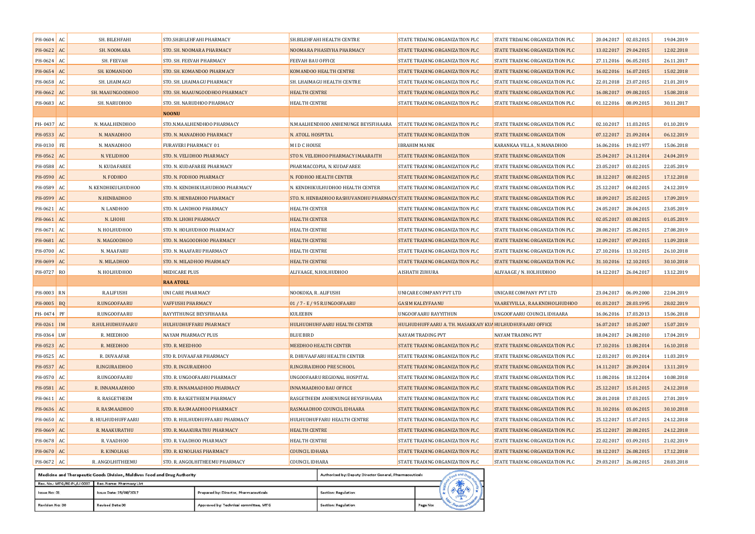| | | | | | | | | | |
|---|---|---|---|---|---|---|---|---|---|
| PH-0604 | AC | SH. BILEHFAHI | STO.SH.BILEHFAHI PHARMACY | SH.BILEHFAHI HEALTH CENTRE | STATE TRDAING ORGANIZATION PLC | STATE TRDAING ORGANIZATION PLC | 20.04.2017 | 02.03.2015 | 19.04.2019 |
| PH-0622 | AC | SH. NOOMARA | STO. SH. NOOMARA PHARMACY | NOOMARA PHASEYHA PHARMACY | STATE TRADING ORGANIZATION PLC | STATE TRADING ORGANIZATION PLC | 13.02.2017 | 29.04.2015 | 12.02.2018 |
| PH-0624 | AC | SH. FEEVAH | STO. SH. FEEVAH PHARMACY | FEEVAH BAU OFFICE | STATE TRADING ORGANIZATION PLC | STATE TRADING ORGANIZATION PLC | 27.11.2016 | 06.05.2015 | 26.11.2017 |
| PH-0654 | AC | SH. KOMANDOO | STO. SH. KOMANDOO PHARMACY | KOMANDOO HEALTH CENTRE | STATE TRADING ORGANIZATION PLC | STATE TRADING ORGANIZATION PLC | 16.02.2016 | 16.07.2015 | 15.02.2018 |
| PH-0658 | AC | SH. LHAIMAGU | STO. SH. LHAIMAGU PHARMACY | SH. LHAIMAGU HEALTH CENTRE | STATE TRADING ORGANIZATION PLC | STATE TRADING ORGANIZATION PLC | 22.01.2018 | 23.07.2015 | 21.01.2019 |
| PH-0662 | AC | SH. MAAUNGOODHOO | STO. SH. MAAUNGOODHOO PHARMACY | HEALTH CENTRE | STATE TRADING ORGANIZATION PLC | STATE TRADING ORGANIZATION PLC | 16.08.2017 | 09.08.2015 | 15.08.2018 |
| PH-0683 | AC | SH. NARUDHOO | STO. SH. NARUDHOO PHARMACY | HEALTH CENTRE | STATE TRADING ORGANIZATION PLC | STATE TRADING ORGANIZATION PLC | 01.12.2016 | 08.09.2015 | 30.11.2017 |
| | | | **NOONU** | | | | | | |
| PH- 0437 | AC | N. MAALHENDHOO | STO.N.MAALHENDHOO PHARMACY | N.MAALHENDHOO ANHENUNGE BEYSFIHAARA | STATE TRADING ORGANIZATION PLC | STATE TRADING ORGANIZATION PLC | 02.10.2017 | 11.03.2015 | 01.10.2019 |
| PH-0533 | AC | N. MANADHOO | STO. N. MANADHOO PHARMACY | N. ATOLL HOSPITAL | STATE TRADING ORGANIZATION | STATE TRADING ORGANIZATION | 07.12.2017 | 21.09.2014 | 06.12.2019 |
| PH-0130 | FE | N. MANADHOO | FURAVERI PHARMACY 01 | M I D C HOUSE | IBRAHIM MANIK | KARANKAA VILLA, N.MANADHOO | 16.06.2016 | 19.02.1977 | 15.06.2018 |
| PH-0562 | AC | N. VELIDHOO | STO. N. VELIDHOO PHARMACY | STO N. VELIDHOO PHARMACY IMAARAITH | STATE TRADING ORGANIZATION | STATE TRADING ORGANIZATION | 25.04.2017 | 24.11.2014 | 24.04.2019 |
| PH-0588 | AC | N. KUDAFAREE | STO. N. KUDAFAREE PHARMACY | PHARMACCOPIA, N. KUDAFAREE | STATE TRADING ORGANIZATION PLC | STATE TRADING ORGANIZATION PLC | 23.05.2017 | 03.02.2015 | 22.05.2019 |
| PH-0590 | AC | N. FODHOO | STO. N. FODHOO PHARMACY | N. FODHOO HEALTH CENTER | STATE TRADING ORGANIZATION PLC | STATE TRADING ORGANIZATION PLC | 18.12.2017 | 08.02.2015 | 17.12.2018 |
| PH-0589 | AC | N. KENDHIKULHUDHOO | STO. N. KENDHIKULHUDHOO PHARMACY | N. KENDHIKULHUDHOO HEALTH CENTER | STATE TRADING ORGANIZATION PLC | STATE TRADING ORGANIZATION PLC | 25.12.2017 | 04.02.2015 | 24.12.2019 |
| PH-0599 | AC | N.HENBADHOO | STO. N. HENBADHOO PHARMACY | STO. N. HENBADHOO RASHUVANDHU PHARMACY | STATE TRADING ORGANIZATION PLC | STATE TRADING ORGANIZATION PLC | 18.09.2017 | 25.02.2015 | 17.09.2019 |
| PH-0621 | AC | N. LANDHOO | STO. N. LANDHOO PHARMACY | HEALTH CENTER | STATE TRADING ORGANIZATION PLC | STATE TRADING ORGANIZATION PLC | 24.05.2017 | 28.04.2015 | 23.05.2019 |
| PH-0661 | AC | N. LHOHI | STO. N. LHOHI PHARMACY | HEALTH CENTER | STATE TRADING ORGANIZATION PLC | STATE TRADING ORGANIZATION PLC | 02.05.2017 | 03.08.2015 | 01.05.2019 |
| PH-0671 | AC | N. HOLHUDHOO | STO. N. HOLHUDHOO PHARMACY | HEALTH CENTER | STATE TRADING ORGANIZATION PLC | STATE TRADING ORGANIZATION PLC | 28.08.2017 | 25.08.2015 | 27.08.2019 |
| PH-0681 | AC | N. MAGOODHOO | STO. N. MAGOODHOO PHARMACY | HEALTH CENTRE | STATE TRADING ORGANIZATION PLC | STATE TRADING ORGANIZATION PLC | 12.09.2017 | 07.09.2015 | 11.09.2018 |
| PH-0700 | AC | N. MAAFARU | STO. N. MAAFARU PHARMACY | HEALTH CENTRE | STATE TRADING ORGANIZATION PLC | STATE TRADING ORGANIZATION PLC | 27.10.2016 | 13.10.2015 | 26.10.2018 |
| PH-0699 | AC | N. MILADHOO | STO. N. MILADHOO PHARMACY | HEALTH CENTRE | STATE TRADING ORGANIZATION PLC | STATE TRADING ORGANIZATION PLC | 31.10.2016 | 12.10.2015 | 30.10.2018 |
| PH-0727 | RO | N. HOLHUDHOO | MEDICARE PLUS | ALIVAAGE, N.HOLHUDHOO | AISHATH ZUHURA | ALIVAAGE / N. HOLHUDHOO | 14.12.2017 | 26.04.2017 | 13.12.2019 |
| | | | **RAA ATOLL** | | | | | | |
| PH-0003 | RN | R.ALIFUSHI | UNI CARE PHARMACY | NOOKOKA, R. ALIFUSHI | UNICARE COMPANY PVT LTD | UNICARE COMPANY PVT LTD | 23.04.2017 | 06.09.2000 | 22.04.2019 |
| PH-0005 | BQ | R.UNGOOFAARU | VAFFUSHI PHARMACY | 01 / 7 - E / 95 R.UNGOOFAARU | GASIM KALEYFAANU | VAAREYVILLA, RAA.KNDHOLHUDHOO | 01.03.2017 | 28.03.1995 | 28.02.2019 |
| PH- 0474 | PF | R.UNGOOFAARU | RAYYITHUNGE BEYSFIHAARA | KULEEBIN | UNGOOFAARU RAYYITHUN | UNGOOFAARU COUNCIL IDHAARA | 16.06.2016 | 17.03.2013 | 15.06.2018 |
| PH-0261 | IM | R.HULHUDHUFAARU | HULHUDHUFFARU PHARMACY | HULHUDHUHFAARU HEALTH CENTER | HULHUDHUFFAARU A. TH. MASAKKAIY KUA | HULHUDHUFAARU OFFICE | 16.07.2017 | 10.05.2007 | 15.07.2019 |
| PH-0364 | LW | R. MEEDHOO | NAYAM PHARMACY PLUS | BLUE BIRD | NAYAM TRADING PVT | NAYAM TRADING PVT | 18.04.2017 | 24.08.2010 | 17.04.2019 |
| PH-0523 | AC | R. MEEDHOO | STO. R. MEEDHOO | MEEDHOO HEALTH CENTER | STATE TRADING ORGANIZATION PLC | STATE TRADING ORGANIZATION PLC | 17.10.2016 | 13.08.2014 | 16.10.2018 |
| PH-0525 | AC | R. DUVAAFAR | STO R. DUVAAFAR PHARMACY | R. DHUVAAFARU HEALTH CENTER | STATE TRADING ORGANIZATION PLC | STATE TRADING ORGANIZATION PLC | 12.03.2017 | 01.09.2014 | 11.03.2019 |
| PH-0537 | AC | R.INGURAIDHOO | STO. R. INGURAIDHOO | R.INGURAIDHOO PRE SCHOOL | STATE TRADING ORGANIZATION PLC | STATE TRADING ORGANIZATION PLC | 14.11.2017 | 28.09.2014 | 13.11.2019 |
| PH-0570 | AC | R.UNGOOFAARU | STO. R. UNGOOFAARU PHARMACY | UNGOOFAARU REGIONAL HOSPITAL | STATE TRADING ORGANIZATION PLC | STATE TRADING ORGANIZATION PLC | 11.08.2016 | 18.12.2014 | 10.08.2018 |
| PH-0581 | AC | R. INNAMAADHOO | STO. R. INNAMAADHOO PHARMACY | INNAMAADHOO BAU OFFICE | STATE TRADING ORGANIZATION PLC | STATE TRADING ORGANIZATION PLC | 25.12.2017 | 15.01.2015 | 24.12.2018 |
| PH-0611 | AC | R. RASGETHEEM | STO. R. RASGETHEEM PHARMACY | RASGETHEEM ANHENUNGE BEYSFIHAARA | STATE TRADING ORGANIZATION PLC | STATE TRADING ORGANIZATION PLC | 28.01.2018 | 17.03.2015 | 27.01.2019 |
| PH-0636 | AC | R. RASMAADHOO | STO. R. RASMAADHOO PHARMACY | RASMAADHOO COUNCIL IDHAARA | STATE TRADING ORGANIZATION PLC | STATE TRADING ORGANIZATION PLC | 31.10.2016 | 03.06.2015 | 30.10.2018 |
| PH-0650 | AC | R. HULHUDHUFFAARU | STO. R. HULHUDHUFFAARU PHARMACY | HULHUDHUFFARU HEALTH CENTRE | STATE TRADING ORGANIZATION PLC | STATE TRADING ORGANIZATION PLC | 25.12.2017 | 15.07.2015 | 24.12.2018 |
| PH-0669 | AC | R. MAAKURATHU | STO. R. MAAKURATHU PHARMACY | HEALTH CENTRE | STATE TRADING ORGANIZATION PLC | STATE TRADING ORGANIZATION PLC | 25.12.2017 | 20.08.2015 | 24.12.2018 |
| PH-0678 | AC | R. VAADHOO | STO. R. VAADHOO PHARMACY | HEALTH CENTRE | STATE TRADING ORGANIZATION PLC | STATE TRADING ORGANIZATION PLC | 22.02.2017 | 03.09.2015 | 21.02.2019 |
| PH-0670 | AC | R. KINOLHAS | STO. R. KINOLHAS PHARMACY | COUNCIL IDHARA | STATE TRADING ORGANIZATION PLC | STATE TRADING ORGANIZATION PLC | 18.12.2017 | 26.08.2015 | 17.12.2018 |
| PH-0672 | AC | R. ANGOLHITHEEMU | STO. R. ANGOLHITHEEMU PHARMACY | COUNCIL IDHARA | STATE TRADING ORGANIZATION PLC | STATE TRADING ORGANIZATION PLC | 29.03.2017 | 26.08.2015 | 28.03.2018 |

| Medicine and Therapeutic Goods Division, Maldives Food and Drug Authority | | | Authorized by: Deputy Director General, Pharmaceuticals | |
|---|---|---|---|---|
| Rec. No.: MTG/RE-PL/LI 0007 | Rec. Name: Pharmacy List | | | |
| Issue No: 01 | Issue Date: 15/08/2017 | Prepared by: Director, Pharmaceuticals | Section: Regulation | |
| Revision No: 00 | Revised Date:00 | Approved by: Technical committee, MTG | Section: Regulation | Page No: |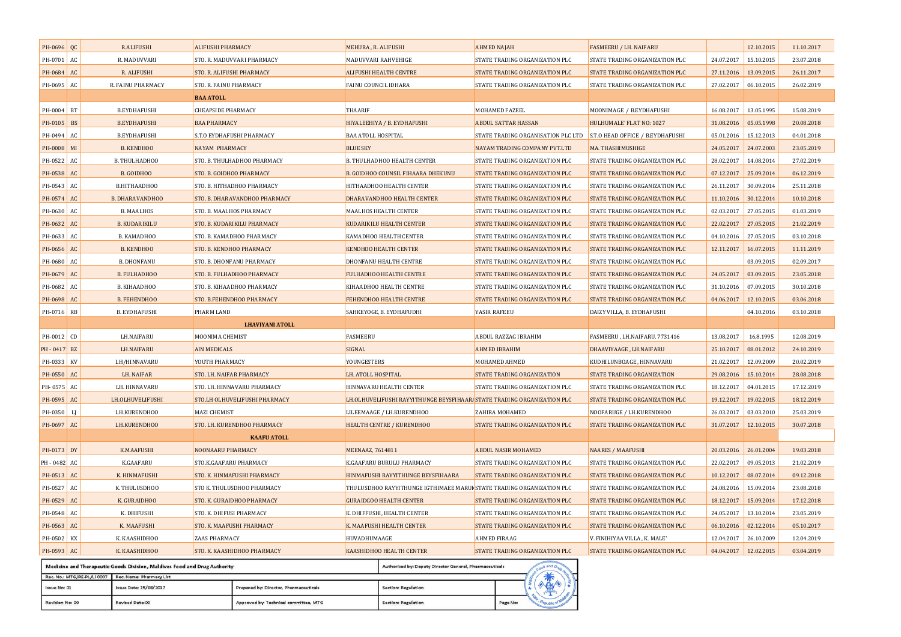| | | | | | | | | | |
|---|---|---|---|---|---|---|---|---|---|
| PH-0696 | QC | R.ALIFUSHI | ALIFUSHI PHARMACY | MEHURA , R. ALIFUSHI | AHMED NAJAH | FASMEERU / LH. NAIFARU | | 12.10.2015 | 11.10.2017 |
| PH-0701 | AC | R. MADUVVARI | STO. R. MADUVVARI PHARMACY | MADUVVARI RAHVEHIGE | STATE TRADING ORGANIZATION PLC | STATE TRADING ORGANIZATION PLC | 24.07.2017 | 15.10.2015 | 23.07.2018 |
| PH-0684 | AC | R. ALIFUSHI | STO. R. ALIFUSHI PHARMACY | ALIFUSHI HEALTH CENTRE | STATE TRADING ORGANIZATION PLC | STATE TRADING ORGANIZATION PLC | 27.11.2016 | 13.09.2015 | 26.11.2017 |
| PH-0695 | AC | R. FAINU PHARMACY | STO. R. FAINU PHARMACY | FAINU COUNCIL IDHARA | STATE TRADING ORGANIZATION PLC | STATE TRADING ORGANIZATION PLC | 27.02.2017 | 06.10.2015 | 26.02.2019 |
| | | | **BAA ATOLL** | | | | | | |
| PH-0004 | BT | B.EYDHAFUSHI | CHEAPSIDE PHARMACY | THAARIF | MOHAMED FAZEEL | MOONIMAGE / B.EYDHAFUSHI | 16.08.2017 | 13.05.1995 | 15.08.2019 |
| PH-0105 | BS | B.EYDHAFUSHI | BAA PHARMACY | HIYALEEHIYA / B. EYDHAFUSHI | ABDUL SATTAR HASSAN | HULHUMALE' FLAT NO: 1027 | 31.08.2016 | 05.05.1998 | 20.08.2018 |
| PH-0494 | AC | B.EYDHAFUSHI | S.T.O EYDHAFUSHI PHARMACY | BAA ATOLL HOSPITAL | STATE TRADING ORGANISATION PLC LTD | S.T.O HEAD OFFICE / B.EYDHAFUSHI | 05.01.2016 | 15.12.2013 | 04.01.2018 |
| PH-0008 | MI | B. KENDHOO | NAYAM PHARMACY | BLUE SKY | NAYAM TRADING COMPANY PVT.LTD | MA. THASHIMUSHIGE | 24.05.2017 | 24.07.2003 | 23.05.2019 |
| PH-0522 | AC | B. THULHADHOO | STO. B. THULHADHOO PHARMACY | B. THULHADHOO HEALTH CENTER | STATE TRADING ORGANIZATION PLC | STATE TRADING ORGANIZATION PLC | 28.02.2017 | 14.08.2014 | 27.02.2019 |
| PH-0538 | AC | B. GOIDHOO | STO. B. GOIDHOO PHARMACY | B. GOIDHOO COUNSIL FIHAARA DHEKUNU | STATE TRADING ORGANIZATION PLC | STATE TRADING ORGANIZATION PLC | 07.12.2017 | 25.09.2014 | 06.12.2019 |
| PH-0543 | AC | B.HITHAADHOO | STO. B. HITHADHOO PHARMACY | HITHAADHOO HEALTH CENTER | STATE TRADING ORGANIZATION PLC | STATE TRADING ORGANIZATION PLC | 26.11.2017 | 30.09.2014 | 25.11.2018 |
| PH-0574 | AC | B. DHARAVANDHOO | STO. B. DHARAVANDHOO PHARMACY | DHARAVANDHOO HEALTH CENTER | STATE TRADING ORGANIZATION PLC | STATE TRADING ORGANIZATION PLC | 11.10.2016 | 30.12.2014 | 10.10.2018 |
| PH-0630 | AC | B. MAALHOS | STO. B. MAALHOS PHARMACY | MAALHOS HEALTH CENTER | STATE TRADING ORGANIZATION PLC | STATE TRADING ORGANIZATION PLC | 02.03.2017 | 27.05.2015 | 01.03.2019 |
| PH-0632 | AC | B. KUDARIKILU | STO. B. KUDARIKILU PHARMACY | KUDARIKILU HEALTH CENTER | STATE TRADING ORGANIZATION PLC | STATE TRADING ORGANIZATION PLC | 22.02.2017 | 27.05.2015 | 21.02.2019 |
| PH-0633 | AC | B. KAMADHOO | STO. B. KAMADHOO PHARMACY | KAMADHOO HEALTH CENTER | STATE TRADING ORGANIZATION PLC | STATE TRADING ORGANIZATION PLC | 04.10.2016 | 27.05.2015 | 03.10.2018 |
| PH-0656 | AC | B. KENDHOO | STO. B. KENDHOO PHARMACY | KENDHOO HEALTH CENTER | STATE TRADING ORGANIZATION PLC | STATE TRADING ORGANIZATION PLC | 12.11.2017 | 16.07.2015 | 11.11.2019 |
| PH-0680 | AC | B. DHONFANU | STO. B. DHONFANU PHARMACY | DHONFANU HEALTH CENTRE | STATE TRADING ORGANIZATION PLC | STATE TRADING ORGANIZATION PLC | | 03.09.2015 | 02.09.2017 |
| PH-0679 | AC | B. FULHADHOO | STO. B. FULHADHOO PHARMACY | FULHADHOO HEALTH CENTRE | STATE TRADING ORGANIZATION PLC | STATE TRADING ORGANIZATION PLC | 24.05.2017 | 03.09.2015 | 23.05.2018 |
| PH-0682 | AC | B. KIHAADHOO | STO. B. KIHAADHOO PHARMACY | KIHAADHOO HEALTH CENTRE | STATE TRADING ORGANIZATION PLC | STATE TRADING ORGANIZATION PLC | 31.10.2016 | 07.09.2015 | 30.10.2018 |
| PH-0698 | AC | B. FEHENDHOO | STO. B.FEHENDHOO PHARMACY | FEHENDHOO HEALTH CENTRE | STATE TRADING ORGANIZATION PLC | STATE TRADING ORGANIZATION PLC | 04.06.2017 | 12.10.2015 | 03.06.2018 |
| PH-0716 | RB | B. EYDHAFUSHI | PHARM LAND | SAHKEYOGE, B. EYDHAFUDHI | YASIR RAFEEU | DAIZY VILLA, B. EYDHAFUSHI | | 04.10.2016 | 03.10.2018 |
| | | | **LHAVIYANI ATOLL** | | | | | | |
| PH-0012 | CD | LH.NAIFARU | MOONIMA CHEMIST | FASMEERU | ABDUL RAZZAG IBRAHIM | FASMEERU , LH.NAIFARU, 7731416 | 13.08.2017 | 16.8.1995 | 12.08.2019 |
| PH - 0417 | BZ | LH.NAIFARU | AIN MEDICALS | SIGNAL | AHMED IBRAHIM | DHAAVIYAAGE , LH.NAIFARU | 25.10.2017 | 08.01.2012 | 24.10.2019 |
| PH-0333 | KV | LH/HINNAVARU | YOUTH PHARMACY | YOUNGESTERS | MOHAMED AHMED | KUDHILUNBOAGE, HINNAVARU | 21.02.2017 | 12.09.2009 | 20.02.2019 |
| PH-0550 | AC | LH. NAIFAR | STO. LH. NAIFAR PHARMACY | LH. ATOLL HOSPITAL | STATE TRADING ORGANIZATION | STATE TRADING ORGANIZATION | 29.08.2016 | 15.10.2014 | 28.08.2018 |
| PH- 0575 | AC | LH. HINNAVARU | STO. LH. HINNAVARU PHARMACY | HINNAVARU HEALTH CENTER | STATE TRADING ORGANIZATION PLC | STATE TRADING ORGANIZATION PLC | 18.12.2017 | 04.01.2015 | 17.12.2019 |
| PH-0595 | AC | LH.OLHUVELIFUSHI | STO.LH OLHUVELIFUSHI PHARMACY | LH.OLHUVELIFUSHI RAYYITHUNGE BEYSFIHAARA | STATE TRADING ORGANIZATION PLC | STATE TRADING ORGANIZATION PLC | 19.12.2017 | 19.02.2015 | 18.12.2019 |
| PH-0350 | LJ | LH.KURENDHOO | MAZI CHEMIST | LILEEMAAGE / LH.KURENDHOO | ZAHIRA MOHAMED | NOOFARUGE / LH.KURENDHOO | 26.03.2017 | 03.03.2010 | 25.03.2019 |
| PH-0697 | AC | LH.KURENDHOO | STO. LH. KURENDHOO PHARMACY | HEALTH CENTRE / KURENDHOO | STATE TRADING ORGANIZATION PLC | STATE TRADING ORGANIZATION PLC | 31.07.2017 | 12.10.2015 | 30.07.2018 |
| | | | **KAAFU ATOLL** | | | | | | |
| PH-0173 | DY | K.MAAFUSHI | NOONAARU PHARMACY | MEENAAZ, 7614811 | ABDUL NASIR MOHAMED | NAARES / MAAFUSHI | 20.03.2016 | 26.01.2004 | 19.03.2018 |
| PH - 0482 | AC | K.GAAFARU | STO.K.GAAFARU PHARMACY | K.GAAFARU BURULU PHARMACY | STATE TRADING ORGANIZATION PLC | STATE TRADING ORGANIZATION PLC | 22.02.2017 | 09.05.2013 | 21.02.2019 |
| PH-0513 | AC | K. HINMAFUSHI | STO. K. HINMAFUSHI PHARMACY | HINMAFUSHI RAYYITHUNGE BEYSFIHAARA | STATE TRADING ORGANIZATION PLC | STATE TRADING ORGANIZATION PLC | 10.12.2017 | 08.07.2014 | 09.12.2018 |
| PH-0527 | AC | K. THULUSDHOO | STO K. THULUSDHOO PHARMACY | THULUSDHOO RAYYITHUNGE IGTHIMAEE MARUKAZU | STATE TRADING ORGANIZATION PLC | STATE TRADING ORGANIZATION PLC | 24.08.2016 | 15.09.2014 | 23.08.2018 |
| PH-0529 | AC | K. GURAIDHOO | STO. K. GURAIDHOO PHARMACY | GURAIDGOO HEALTH CENTER | STATE TRADING ORGANIZATION PLC | STATE TRADING ORGANIZATION PLC | 18.12.2017 | 15.09.2014 | 17.12.2018 |
| PH-0548 | AC | K. DHIFUSHI | STO. K. DHIFUSI PHARMACY | K. DHIFFUSHI, HEALTH CENTER | STATE TRADING ORGANIZATION PLC | STATE TRADING ORGANIZATION PLC | 24.05.2017 | 13.10.2014 | 23.05.2019 |
| PH-0563 | AC | K. MAAFUSHI | STO. K. MAAFUSHI PHARMACY | K. MAAFUSHI HEALTH CENTER | STATE TRADING ORGANIZATION PLC | STATE TRADING ORGANIZATION PLC | 06.10.2016 | 02.12.2014 | 05.10.2017 |
| PH-0502 | KX | K. KAASHIDHOO | ZAAS PHARMACY | HUVADHUMAAGE | AHMED FIRAAG | V. FINIHIYAA VILLA , K. MALE' | 12.04.2017 | 26.10.2009 | 12.04.2019 |
| PH-0593 | AC | K. KAASHIDHOO | STO. K. KAASHIDHOO PHARMACY | KAASHIDHOO HEALTH CENTER | STATE TRADING ORGANIZATION PLC | STATE TRADING ORGANIZATION PLC | 04.04.2017 | 12.02.2015 | 03.04.2019 |

| Medicine and Therapeutic Goods Division, Maldives Food and Drug Authority | | | Authorized by: Deputy Director General, Pharmaceuticals | |
|---|---|---|---|---|
| Rec. No.: MTG/RE-PL/LI 0007 | Rec. Name: Pharmacy List | | | |
| Issue No: 01 | Issue Date: 15/08/2017 | Prepared by: Director, Pharmaceuticals | Section: Regulation | |
| Revision No: 00 | Revised Date:00 | Approved by: Technical committee, MTG | Section: Regulation | Page No: |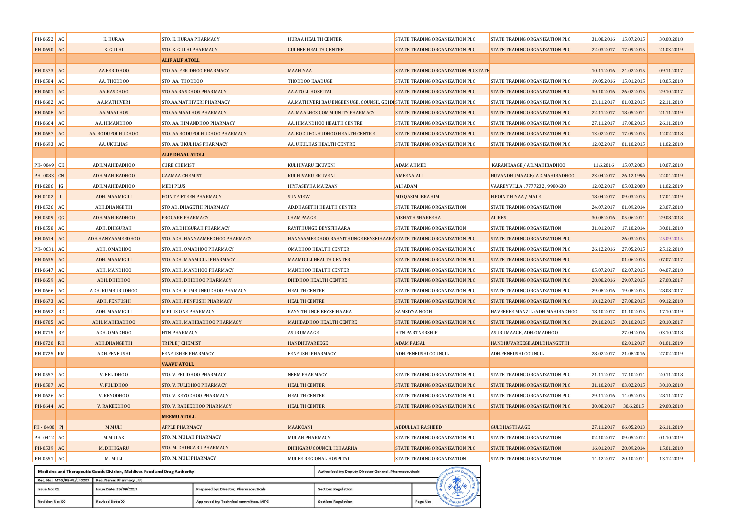| | | | | | | | | | |
|---|---|---|---|---|---|---|---|---|---|
| PH-0652 | AC | K. HURAA | STO. K. HURAA PHARMACY | HURAA HEALTH CENTER | STATE TRADING ORGANIZATION PLC | STATE TRADING ORGANIZATION PLC | 31.08.2016 | 15.07.2015 | 30.08.2018 |
| PH-0690 | AC | K. GULHI | STO. K. GULHI PHARMACY | GULHEE HEALTH CENTRE | STATE TRADING ORGANIZATION PLC | STATE TRADING ORGANIZATION PLC | 22.03.2017 | 17.09.2015 | 21.03.2019 |
| | | | **ALIF ALIF ATOLL** | | | | | | |
| PH-0573 | AC | AA.FERIDHOO | STO AA. FERIDHOO PHARMACY | MAAHIYAA | STATE TRADING ORGANIZATION PLCSTATE | | 10.11.2016 | 24.02.2015 | 09.11.2017 |
| PH-0584 | AC | AA. THODDOO | STO AA. THODDOO | THODDOO KAADUGE | STATE TRADING ORGANIZATION PLC | STATE TRADING ORGANIZATION PLC | 19.05.2016 | 15.01.2015 | 18.05.2018 |
| PH-0601 | AC | AA.RASDHOO | STO AA.RASDHOO PHARMACY | AA.ATOLL HOSPITAL | STATE TRADING ORGANIZATION PLC | STATE TRADING ORGANIZATION PLC | 30.10.2016 | 26.02.2015 | 29.10.2017 |
| PH-0602 | AC | AA.MATHIVERI | STO.AA.MATHIVERI PHARMACY | AA.MATHIVERI BAU ENGEENUGE, COUNSIL GE IDI | STATE TRADING ORGANIZATION PLC | STATE TRADING ORGANIZATION PLC | 23.11.2017 | 01.03.2015 | 22.11.2018 |
| PH-0608 | AC | AA.MAALHOS | STO.AA.MAALHOS PHARMACY | AA. MAALHOS COMMIUNITY PHARMACY | STATE TRADING ORGANIZATION PLC | STATE TRADING ORGANIZATION PLC | 22.11.2017 | 18.05.2014 | 21.11.2019 |
| PH-0664 | AC | AA. HIMANDHOO | STO. AA. HIMANDHOO PHARMACY | AA. HIMANDHOO HEALTH CENTRE | STATE TRADING ORGANIZATION PLC | STATE TRADING ORGANIZATION PLC | 27.11.2017 | 17.08.2015 | 26.11.2018 |
| PH-0687 | AC | AA. BODUFOLHUDHOO | STO. AA BODUFOLHUDHOO PHARMACY | AA. BODUFOLHUDHOO HEALTH CENTRE | STATE TRADING ORGANIZATION PLC | STATE TRADING ORGANIZATION PLC | 13.02.2017 | 17.09.2015 | 12.02.2018 |
| PH-0693 | AC | AA. UKULHAS | STO. AA. UKULHAS PHARMACY | AA. UKULHAS HEALTH CENTRE | STATE TRADING ORGANIZATION PLC | STATE TRADING ORGANIZATION PLC | 12.02.2017 | 01.10.2015 | 11.02.2018 |
| | | | **ALIF DHAAL ATOLL** | | | | | | |
| PH- 0049 | CK | ADH.MAHIBADHOO | CURE CHEMIST | KULHIVARU EKUVENI | ADAM AHMED | KARANKAAGE / AD.MAHIBADHOO | 11.6.2016 | 15.07.2003 | 10.07.2018 |
| PH- 0083 | CN | ADH.MAHIBADHOO | GAAMAA CHEMIST | KULHIVARU EKUVENI | AMEENA ALI | HUVANDHUMAAGE/ AD.MAHIBADHOO | 23.04.2017 | 26.12.1996 | 22.04.2019 |
| PH-0286 | JG | ADH.MAHIBADHOO | MEDI PLUS | HIYFASEYHA MAIZAAN | ALI ADAM | VAAREY VILLA , 7777232 , 9980638 | 12.02.2017 | 05.03.2008 | 11.02.2019 |
| PH-0402 | L | ADH. MAAMIGILI | POINT FIFTEEN PHARMACY | SUN VIEW | MD QASIM IBRAHIM | H.POINT HIYAA / MALE | 18.04.2017 | 09.03.2015 | 17.04.2019 |
| PH-0526 | AC | ADH.DHANGETHI | STO AD. DHAGETHI PHARMACY | AD.DHAGETHI HEALTH CENTER | STATE TRADING ORGANIZATION | STATE TRADING ORGANIZATION | 24.07.2017 | 01.09.2014 | 23.07.2018 |
| PH-0509 | QG | ADH.MAHIBADHOO | PROCARE PHARMACY | CHAMPAAGE | AISHATH SHAREEHA | ALIRES | 30.08.2016 | 05.06.2014 | 29.08.2018 |
| PH-0558 | AC | ADH. DHIGURAH | STO. AD.DHIGURAH PHARMACY | RAYITHUNGE BEYSFIHAARA | STATE TRADING ORGANIZATION | STATE TRADING ORGANIZATION | 31.01.2017 | 17.10.2014 | 30.01.2018 |
| PH-0614 | AC | ADH.HANYAAMEEDHOO | STO. ADH. HANYAAMEEDHOO PHARMACY | HANYAAMEEDHOO RAHYITHUNGE BEYSFIHAARA | STATE TRADING ORGANIZATION PLC | STATE TRADING ORGANIZATION PLC | | 26.03.2015 | 25.09.2015 |
| PH- 0631 | AC | ADH. OMADHOO | STO. ADH. OMADHOO PHARMACY | OMADHOO HEALTH CENTER | STATE TRADING ORGANIZATION PLC | STATE TRADING ORGANIZATION PLC | 26.12.2016 | 27.05.2015 | 25.12.2018 |
| PH-0635 | AC | ADH. MAAMIGILI | STO. ADH. MAAMIGILI PHARMACY | MAAMIGILI HEALTH CENTER | STATE TRADING ORGANIZATION PLC | STATE TRADING ORGANIZATION PLC | | 01.06.2015 | 07.07.2017 |
| PH-0647 | AC | ADH. MANDHOO | STO. ADH. MANDHOO PHARMACY | MANDHOO HEALTH CENTER | STATE TRADING ORGANIZATION PLC | STATE TRADING ORGANIZATION PLC | 05.07.2017 | 02.07.2015 | 04.07.2018 |
| PH-0659 | AC | ADH. DHIDHOO | STO. ADH. DHIDHOO PHARMACY | DHIDHOO HEALTH CENTRE | STATE TRADING ORGANIZATION PLC | STATE TRADING ORGANIZATION PLC | 28.08.2016 | 29.07.2015 | 27.08.2017 |
| PH-0666 | AC | ADH. KUMBURUDHOO | STO. ADH. KUMBUNRUDHOO PHAMACY | HEALTH CENTRE | STATE TRADING ORGANIZATION PLC | STATE TRADING ORGANIZATION PLC | 29.08.2016 | 19.08.2015 | 28.08.2017 |
| PH-0673 | AC | ADH. FENFUSHI | STO. ADH. FENFUSHI PHARMACY | HEALTH CENTRE | STATE TRADING ORGANIZATION PLC | STATE TRADING ORGANIZATION PLC | 10.12.2017 | 27.08.2015 | 09.12.2018 |
| PH-0692 | RD | ADH. MAAMIGILI | M PLUS ONE PHARMACY | RAYYITHUNGE BEYSFIHAARA | SAMSIYYA NOOH | HAVEEREE MANZIL -ADH MAHIBADHOO | 18.10.2017 | 01.10.2015 | 17.10.2019 |
| PH-0705 | AC | ADH. MAHIBADHOO | STO. ADH. MAHIBADHOO PHARMACY | MAHIBADHOO HEALTH CENTRE | STATE TRADING ORGANIZATION PLC | STATE TRADING ORGANIZATION PLC | 29.10.2015 | 20.10.2015 | 28.10.2017 |
| PH-0715 | RF | ADH. OMADHOO | HTN PHARMACY | ASURUMAAGE | HTN PARTNERSHIP | ASURUMAAGE, ADH.OMADHOO | | 27.04.2016 | 03.10.2018 |
| PH-0720 | RH | ADH.DHANGETHI | TRIPLE J CHEMIST | HANDHUVAREEGE | ADAM FAISAL | HANDHUVAREEGE,ADH.DHANGETHI | | 02.01.2017 | 01.01.2019 |
| PH-0725 | RM | ADH.FENFUSHI | FENFUSHEE PHARMACY | FENFUSHI PHARMACY | ADH.FENFUSHI COUNCIL | ADH.FENFUSHI COUNCIL | 28.02.2017 | 21.08.2016 | 27.02.2019 |
| | | | **VAAVU ATOLL** | | | | | | |
| PH-0557 | AC | V. FELIDHOO | STO. V. FELIDHOO PHARMACY | NEEM PHARMACY | STATE TRADING ORGANIZATION PLC | STATE TRADING ORGANIZATION PLC | 21.11.2017 | 17.10.2014 | 20.11.2018 |
| PH-0587 | AC | V. FULIDHOO | STO. V. FULIDHOO PHARMACY | HEALTH CENTER | STATE TRADING ORGANIZATION PLC | STATE TRADING ORGANIZATION PLC | 31.10.2017 | 03.02.2015 | 30.10.2018 |
| PH-0626 | AC | V. KEYODHOO | STO. V. KEYODHOO PHARMACY | HEALTH CENTER | STATE TRADING ORGANIZATION PLC | STATE TRADING ORGANIZATION PLC | 29.11.2016 | 14.05.2015 | 28.11.2017 |
| PH-0644 | AC | V. RAKEEDHOO | STO. V. RAKEEDHOO PHARMACY | HEALTH CENTER | STATE TRADING ORGANIZATION PLC | STATE TRADING ORGANIZATION PLC | 30.08.2017 | 30.6.2015 | 29.08.2018 |
| | | | **MEEMU ATOLL** | | | | | | |
| PH - 0480 | PJ | M.MULI | APPLE PHARMACY | MAAKOANI | ABDULLAH RASHEED | GULDHASTHAAGE | 27.11.2017 | 06.05.2013 | 26.11.2019 |
| PH- 0442 | AC | M.MULAK | STO. M. MULAH PHARMACY | MULAH PHARMACY | STATE TRADING ORGANIZATION PLC | STATE TRADING ORGANIZATION | 02.10.2017 | 09.05.2012 | 01.10.2019 |
| PH-0539 | AC | M. DHIHGARU | STO. M. DHIHGARU PHARMACY | DHIHGARU COUNCIL IDHAARHA | STATE TRADING ORGANIZATION PLC | STATE TRADING ORGANIZATION | 16.01.2017 | 28.09.2014 | 15.01.2018 |
| PH-0551 | AC | M. MULI | STO. M. MULI PHARMACY | MULEE REGIONAL HOSPITAL | STATE TRADING ORGANIZATION | STATE TRADING ORGANIZATION | 14.12.2017 | 20.10.2014 | 13.12.2019 |

| Medicine and Therapeutic Goods Division, Maldives Food and Drug Authority | | | Authorized by: Deputy Director General, Pharmaceuticals | |
|---|---|---|---|---|
| Rec. No.: MTG/RE-PL/LI 0007 | Rec. Name: Pharmacy List | | | |
| Issue No: 01 | Issue Date: 15/08/2017 | Prepared by: Director, Pharmaceuticals | Section: Regulation | |
| Revision No: 00 | Revised Date:00 | Approved by: Technical committee, MTG | Section: Regulation | Page No: |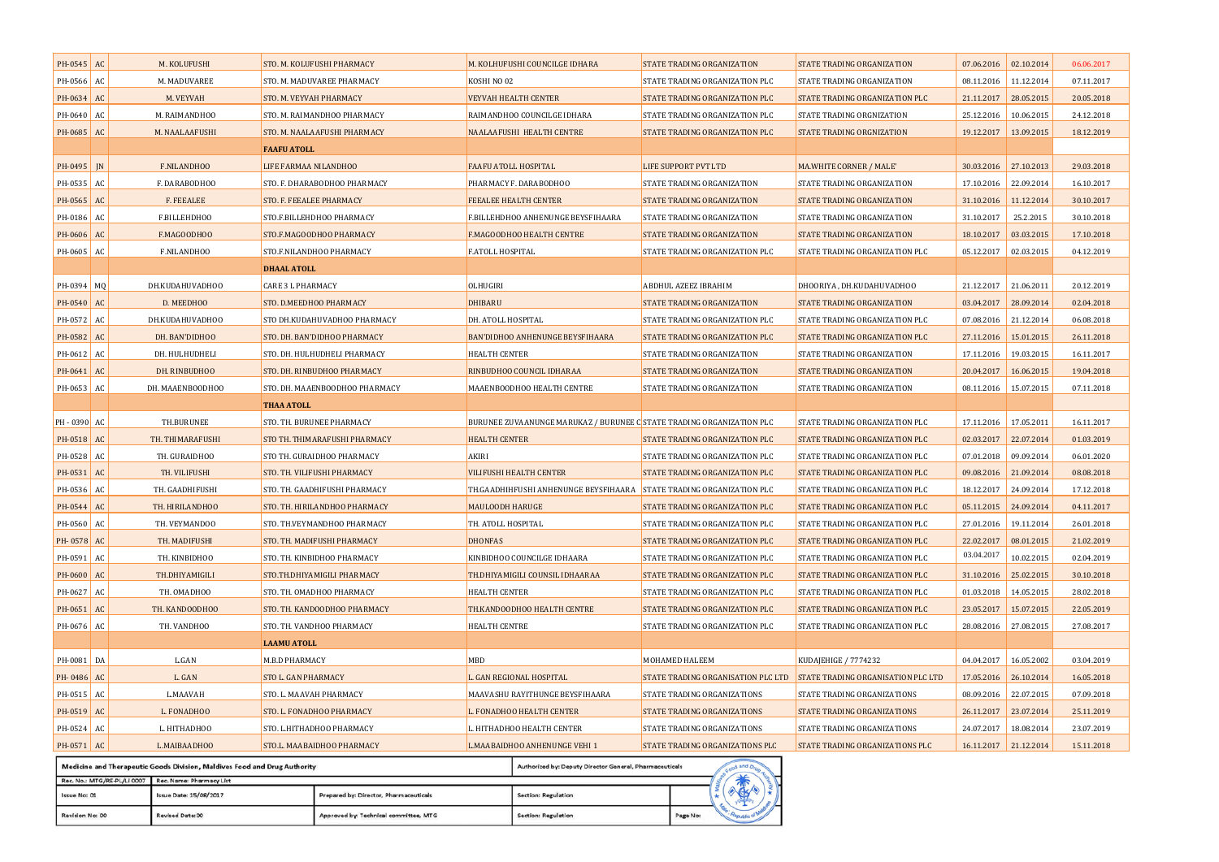| | | | | | | | | | |
|---|---|---|---|---|---|---|---|---|---|
| PH-0545 | AC | M. KOLUFUSHI | STO. M. KOLUFUSHI PHARMACY | M. KOLHUFUSHI COUNCILGE IDHARA | STATE TRADING ORGANIZATION | STATE TRADING ORGANIZATION | 07.06.2016 | 02.10.2014 | 06.06.2017 |
| PH-0566 | AC | M. MADUVAREE | STO. M. MADUVAREE PHARMACY | KOSHI NO 02 | STATE TRADING ORGANIZATION PLC | STATE TRADING ORGANIZATION | 08.11.2016 | 11.12.2014 | 07.11.2017 |
| PH-0634 | AC | M. VEYVAH | STO. M. VEYVAH PHARMACY | VEYVAH HEALTH CENTER | STATE TRADING ORGANIZATION PLC | STATE TRADING ORGANIZATION PLC | 21.11.2017 | 28.05.2015 | 20.05.2018 |
| PH-0640 | AC | M. RAIMANDHOO | STO. M. RAIMANDHOO PHARMACY | RAIMANDHOO COUNCILGE IDHARA | STATE TRADING ORGANIZATION PLC | STATE TRADING ORGNIZATION | 25.12.2016 | 10.06.2015 | 24.12.2018 |
| PH-0685 | AC | M. NAALAAFUSHI | STO. M. NAALAAFUSHI PHARMACY | NAALAAFUSHI HEALTH CENTRE | STATE TRADING ORGANIZATION PLC | STATE TRADING ORGNIZATION | 19.12.2017 | 13.09.2015 | 18.12.2019 |
| | | | **FAAFU ATOLL** | | | | | | |
| PH-0495 | JN | F.NILANDHOO | LIFE FARMAA NILANDHOO | FAAFU ATOLL HOSPITAL | LIFE SUPPORT PVT LTD | MA.WHITE CORNER / MALE' | 30.03.2016 | 27.10.2013 | 29.03.2018 |
| PH-0535 | AC | F. DARABODHOO | STO. F. DHARABODHOO PHARMACY | PHARMACY F. DARABODHOO | STATE TRADING ORGANIZATION | STATE TRADING ORGANIZATION | 17.10.2016 | 22.09.2014 | 16.10.2017 |
| PH-0565 | AC | F. FEEALEE | STO. F. FEEALEE PHARMACY | FEEALEE HEALTH CENTER | STATE TRADING ORGANIZATION | STATE TRADING ORGANIZATION | 31.10.2016 | 11.12.2014 | 30.10.2017 |
| PH-0186 | AC | F.BILLEHDHOO | STO.F.BILLEHDHOO PHARMACY | F.BILLEHDHOO ANHENUNGE BEYSFIHAARA | STATE TRADING ORGANIZATION | STATE TRADING ORGANIZATION | 31.10.2017 | 25.2.2015 | 30.10.2018 |
| PH-0606 | AC | F.MAGOODHOO | STO.F.MAGOODHOO PHARMACY | F.MAGOODHOO HEALTH CENTRE | STATE TRADING ORGANIZATION | STATE TRADING ORGANIZATION | 18.10.2017 | 03.03.2015 | 17.10.2018 |
| PH-0605 | AC | F.NILANDHOO | STO.F.NILANDHOO PHARMACY | F.ATOLL HOSPITAL | STATE TRADING ORGANIZATION PLC | STATE TRADING ORGANIZATION PLC | 05.12.2017 | 02.03.2015 | 04.12.2019 |
| | | | **DHAAL ATOLL** | | | | | | |
| PH-0394 | MQ | DH.KUDAHUVADHOO | CARE 3 L PHARMACY | OLHUGIRI | ABDHUL AZEEZ IBRAHIM | DHOORIYA, DH.KUDAHUVADHOO | 21.12.2017 | 21.06.2011 | 20.12.2019 |
| PH-0540 | AC | D. MEEDHOO | STO. D.MEEDHOO PHARMACY | DHIBARU | STATE TRADING ORGANIZATION | STATE TRADING ORGANIZATION | 03.04.2017 | 28.09.2014 | 02.04.2018 |
| PH-0572 | AC | DH.KUDAHUVADHOO | STO DH.KUDAHUVADHOO PHARMACY | DH. ATOLL HOSPITAL | STATE TRADING ORGANIZATION PLC | STATE TRADING ORGANIZATION PLC | 07.08.2016 | 21.12.2014 | 06.08.2018 |
| PH-0582 | AC | DH. BAN'DIDHOO | STO. DH. BAN'DIDHOO PHARMACY | BAN'DIDHOO ANHENUNGE BEYSFIHAARA | STATE TRADING ORGANIZATION PLC | STATE TRADING ORGANIZATION PLC | 27.11.2016 | 15.01.2015 | 26.11.2018 |
| PH-0612 | AC | DH. HULHUDHELI | STO. DH. HULHUDHELI PHARMACY | HEALTH CENTER | STATE TRADING ORGANIZATION | STATE TRADING ORGANIZATION | 17.11.2016 | 19.03.2015 | 16.11.2017 |
| PH-0641 | AC | DH. RINBUDHOO | STO. DH. RINBUDHOO PHARMACY | RINBUDHOO COUNCIL IDHARAA | STATE TRADING ORGANIZATION | STATE TRADING ORGANIZATION | 20.04.2017 | 16.06.2015 | 19.04.2018 |
| PH-0653 | AC | DH. MAAENBOODHOO | STO. DH. MAAENBOODHOO PHARMACY | MAAENBOODHOO HEALTH CENTRE | STATE TRADING ORGANIZATION | STATE TRADING ORGANIZATION | 08.11.2016 | 15.07.2015 | 07.11.2018 |
| | | | **THAA ATOLL** | | | | | | |
| PH - 0390 | AC | TH.BURUNEE | STO. TH. BURUNEE PHARMACY | BURUNEE ZUVAANUNGE MARUKAZ / BURUNEE C | STATE TRADING ORGANIZATION PLC | STATE TRADING ORGANIZATION PLC | 17.11.2016 | 17.05.2011 | 16.11.2017 |
| PH-0518 | AC | TH. THIMARAFUSHI | STO TH. THIMARAFUSHI PHARMACY | HEALTH CENTER | STATE TRADING ORGANIZATION PLC | STATE TRADING ORGANIZATION PLC | 02.03.2017 | 22.07.2014 | 01.03.2019 |
| PH-0528 | AC | TH. GURAIDHOO | STO TH. GURAIDHOO PHARMACY | AKIRI | STATE TRADING ORGANIZATION PLC | STATE TRADING ORGANIZATION PLC | 07.01.2018 | 09.09.2014 | 06.01.2020 |
| PH-0531 | AC | TH. VILIFUSHI | STO. TH. VILIFUSHI PHARMACY | VILIFUSHI HEALTH CENTER | STATE TRADING ORGANIZATION PLC | STATE TRADING ORGANIZATION PLC | 09.08.2016 | 21.09.2014 | 08.08.2018 |
| PH-0536 | AC | TH. GAADHIFUSHI | STO. TH. GAADHIFUSHI PHARMACY | TH.GAADHIHFUSHI ANHENUNGE BEYSFIHAARA | STATE TRADING ORGANIZATION PLC | STATE TRADING ORGANIZATION PLC | 18.12.2017 | 24.09.2014 | 17.12.2018 |
| PH-0544 | AC | TH. HIRILANDHOO | STO. TH. HIRILANDHOO PHARMACY | MAULOODH HARUGE | STATE TRADING ORGANIZATION PLC | STATE TRADING ORGANIZATION PLC | 05.11.2015 | 24.09.2014 | 04.11.2017 |
| PH-0560 | AC | TH. VEYMANDOO | STO. TH.VEYMANDHOO PHARMACY | TH. ATOLL HOSPITAL | STATE TRADING ORGANIZATION PLC | STATE TRADING ORGANIZATION PLC | 27.01.2016 | 19.11.2014 | 26.01.2018 |
| PH- 0578 | AC | TH. MADIFUSHI | STO. TH. MADIFUSHI PHARMACY | DHONFAS | STATE TRADING ORGANIZATION PLC | STATE TRADING ORGANIZATION PLC | 22.02.2017 | 08.01.2015 | 21.02.2019 |
| PH-0591 | AC | TH. KINBIDHOO | STO. TH. KINBIDHOO PHARMACY | KINBIDHOO COUNCILGE IDHAARA | STATE TRADING ORGANIZATION PLC | STATE TRADING ORGANIZATION PLC | 03.04.2017 | 10.02.2015 | 02.04.2019 |
| PH-0600 | AC | TH.DHIYAMIGILI | STO.TH.DHIYAMIGILI PHARMACY | TH.DHIYAMIGILI COUNSIL IDHAARAA | STATE TRADING ORGANIZATION PLC | STATE TRADING ORGANIZATION PLC | 31.10.2016 | 25.02.2015 | 30.10.2018 |
| PH-0627 | AC | TH. OMADHOO | STO. TH. OMADHOO PHARMACY | HEALTH CENTER | STATE TRADING ORGANIZATION PLC | STATE TRADING ORGANIZATION PLC | 01.03.2018 | 14.05.2015 | 28.02.2018 |
| PH-0651 | AC | TH. KANDOODHOO | STO. TH. KANDOODHOO PHARMACY | TH.KANDOODHOO HEALTH CENTRE | STATE TRADING ORGANIZATION PLC | STATE TRADING ORGANIZATION PLC | 23.05.2017 | 15.07.2015 | 22.05.2019 |
| PH-0676 | AC | TH. VANDHOO | STO. TH. VANDHOO PHARMACY | HEALTH CENTRE | STATE TRADING ORGANIZATION PLC | STATE TRADING ORGANIZATION PLC | 28.08.2016 | 27.08.2015 | 27.08.2017 |
| | | | **LAAMU ATOLL** | | | | | | |
| PH-0081 | DA | L.GAN | M.B.D PHARMACY | MBD | MOHAMED HALEEM | KUDAJEHIGE / 7774232 | 04.04.2017 | 16.05.2002 | 03.04.2019 |
| PH- 0486 | AC | L. GAN | STO L. GAN PHARMACY | L. GAN REGIONAL HOSPITAL | STATE TRADING ORGANISATION PLC LTD | STATE TRADING ORGANISATION PLC LTD | 17.05.2016 | 26.10.2014 | 16.05.2018 |
| PH-0515 | AC | L.MAAVAH | STO. L. MAAVAH PHARMACY | MAAVASHU RAYITHUNGE BEYSFIHAARA | STATE TRADING ORGANIZATIONS | STATE TRADING ORGANIZATIONS | 08.09.2016 | 22.07.2015 | 07.09.2018 |
| PH-0519 | AC | L. FONADHOO | STO. L. FONADHOO PHARMACY | L. FONADHOO HEALTH CENTER | STATE TRADING ORGANIZATIONS | STATE TRADING ORGANIZATIONS | 26.11.2017 | 23.07.2014 | 25.11.2019 |
| PH-0524 | AC | L. HITHADHOO | STO. L.HITHADHOO PHARMACY | L. HITHADHOO HEALTH CENTER | STATE TRADING ORGANIZATIONS | STATE TRADING ORGANIZATIONS | 24.07.2017 | 18.08.2014 | 23.07.2019 |
| PH-0571 | AC | L.MAIBAADHOO | STO.L. MAABAIDHOO PHARMACY | L.MAABAIDHOO ANHENUNGE VEHI 1 | STATE TRADING ORGANIZATIONS PLC | STATE TRADING ORGANIZATIONS PLC | 16.11.2017 | 21.12.2014 | 15.11.2018 |

| | | | | |
|---|---|---|---|---|
| Medicine and Therapeutic Goods Division, Maldives Food and Drug Authority | | | Authorized by: Deputy Director General, Pharmaceuticals | |
| Rec. No.: MTG/RE-PL/LI 0007 | Rec. Name: Pharmacy List | | | |
| Issue No: 01 | Issue Date: 15/08/2017 | Prepared by: Director, Pharmaceuticals | Section: Regulation | |
| Revision No: 00 | Revised Date:00 | Approved by: Technical committee, MTG | Section: Regulation | Page No: |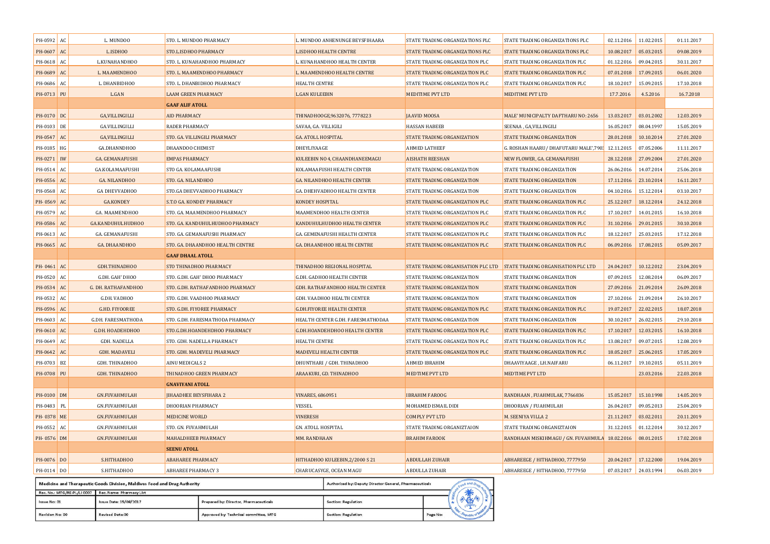| | | | | | | | | | |
|---|---|---|---|---|---|---|---|---|---|
| PH-0592 | AC | L. MUNDOO | STO. L. MUNDOO PHARMACY | L. MUNDOO ANHENUNGE BEYSFIHAARA | STATE TRADING ORGANIZATIONS PLC | STATE TRADING ORGANIZATIONS PLC | 02.11.2016 | 11.02.2015 | 01.11.2017 |
| PH-0607 | AC | L.ISDHOO | STO.L.ISDHOO PHARMACY | L.ISDHOO HEALTH CENTRE | STATE TRADING ORGANIZATIONS PLC | STATE TRADING ORGANIZATIONS PLC | 10.08.2017 | 05.03.2015 | 09.08.2019 |
| PH-0618 | AC | L.KUNAHANDHOO | STO. L. KUNAHANDHOO PHARMACY | L. KUNAHANDHOO HEALTH CENTER | STATE TRADING ORGANIZATION PLC | STATE TRADING ORGANIZATION PLC | 01.12.2016 | 09.04.2015 | 30.11.2017 |
| PH-0689 | AC | L. MAAMENDHOO | STO. L. MAAMENDHOO PHARMACY | L. MAAMENDHOO HEALTH CENTRE | STATE TRADING ORGANIZATION PLC | STATE TRADING ORGANIZATION PLC | 07.01.2018 | 17.09.2015 | 06.01.2020 |
| PH-0686 | AC | L. DHANBIDHOO | STO. L. DHANBIDHOO PHARMACY | HEALTH CENTRE | STATE TRADING ORGANIZATION PLC | STATE TRADING ORGANIZATION PLC | 18.10.2017 | 15.09.2015 | 17.10.2018 |
| PH-0713 | PU | L.GAN | LAAM GREEN PHARMACY | L.GAN KULEEBIN | MEDITIME PVT LTD | MEDITIME PVT LTD | 17.7.2016 | 4.5.2016 | 16.7.2018 |
| | | | **GAAF ALIF ATOLL** | | | | | | |
| PH-0170 | DC | GA,VILLINGILLI | AID PHARMACY | THINADHOOGE,9632076, 7778223 | JAAVID MOOSA | MALE' MUNICIPALTY DAFTHARU NO: 2656 | 13.03.2017 | 03.01.2002 | 12.03.2019 |
| PH-0103 | DE | GA,VILLINGILLI | RADER PHARMACY | SAVAA, GA. VILLIGILI | HASSAN HABEEB | SEENAA , GA,VILLINGILI | 16.05.2017 | 08.04.1997 | 15.05.2019 |
| PH-0547 | AC | GA,VILLINGILLI | STO. GA. VILLINGILI PHARMACY | GA. ATOLL HOSPITAL | STATE TRADING ORGANIZATION | STATE TRADING ORGANIZATION | 28.01.2018 | 10.10.2014 | 27.01.2020 |
| PH-0185 | HG | GA.DHANNDHOO | DHAANDOO CHEMIST | DHEYLIYAAGE | AHMED LATHEEF | G. ROSHAN HAARU / DHAFUTARU MALE',7903 | 12.11.2015 | 07.05.2006 | 11.11.2017 |
| PH-0271 | IW | GA. GEMANAFUSHI | EMPAS PHARMACY | KULEEBIN NO 4, CHAANDHANEEMAGU | AISHATH REESHAN | NEW FLOWER, GA. GEMANAFUSHI | 28.12.2018 | 27.09.2004 | 27.01.2020 |
| PH-0514 | AC | GA.KOLAMAAFUSHI | STO GA. KOLAMAAFUSHI | KOLAMAAFUSHI HEALTH CENTER | STATE TRADING ORGANIZATION | STATE TRADING ORGANIZATION | 26.06.2016 | 14.07.2014 | 25.06.2018 |
| PH-0556 | AC | GA. NILANDHOO | STO. GA. NILANDHOO | GA. NILANDHOO HEALTH CENTER | STATE TRADING ORGANIZATION | STATE TRADING ORGANIZATION | 17.11.2016 | 23.10.2014 | 16.11.2017 |
| PH-0568 | AC | GA DHEVVADHOO | STO.GA DHEVVADHOO PHARMACY | GA. DHEHVADHOO HEALTH CENTER | STATE TRADING ORGANIZATION | STATE TRADING ORGANIZATION | 04.10.2016 | 15.12.2014 | 03.10.2017 |
| PH- 0569 | AC | GA.KONDEY | S.T.O GA. KONDEY PHARMACY | KONDEY HOSPITAL | STATE TRADING ORGANIZATION PLC | STATE TRADING ORGANIZATION PLC | 25.12.2017 | 18.12.2014 | 24.12.2018 |
| PH-0579 | AC | GA. MAAMENDHOO | STO. GA. MAAMENDHOO PHARMACY | MAAMENDHOO HEALTH CENTER | STATE TRADING ORGANIZATION PLC | STATE TRADING ORGANIZATION PLC | 17.10.2017 | 14.01.2015 | 16.10.2018 |
| PH-0586 | AC | GA.KANDUHULHUDHOO | STO. GA. KANDUHULHUDHOO PHARMACY | KANDUHULHUDHOO HEALTH CENTER | STATE TRADING ORGANIZATION PLC | STATE TRADING ORGANIZATION PLC | 31.10.2016 | 29.01.2015 | 30.10.2018 |
| PH-0613 | AC | GA. GEMANAFUSHI | STO. GA. GEMANAFUSHI PHARMACY | GA. GEMENAFUSHI HEALTH CENTER | STATE TRADING ORGANIZATION PLC | STATE TRADING ORGANIZATION PLC | 18.12.2017 | 25.03.2015 | 17.12.2018 |
| PH-0665 | AC | GA. DHAANDHOO | STO. GA. DHAANDHOO HEALTH CENTRE | GA. DHAANDHOO HEALTH CENTRE | STATE TRADING ORGANIZATION PLC | STATE TRADING ORGANIZATION PLC | 06.09.2016 | 17.08.2015 | 05.09.2017 |
| | | | **GAAF DHAAL ATOLL** | | | | | | |
| PH- 0461 | AC | GDH.THINADHOO | STO THINADHOO PHARMACY | THINADHOO REGIONAL HOSPITAL | STATE TRADING ORGANISATION PLC LTD | STATE TRADING ORGANISATION PLC LTD | 24.04.2017 | 10.12.2012 | 23.04.2019 |
| PH-0520 | AC | G.DH. GAH' DHOO | STO. G.DH. GAH' DHOO PHARMACY | G.DH. GADHOO HEALTH CENTER | STATE TRADING ORGANIZATION | STATE TRADING ORGANIZATION | 07.09.2015 | 12.08.2014 | 06.09.2017 |
| PH-0534 | AC | G. DH. RATHAFANDHOO | STO. G.DH. RATHAFANDHOO PHARMACY | GDH. RATHAFANDHOO HEALTH CENTER | STATE TRADING ORGANIZATION | STATE TRADING ORGANIZATION | 27.09.2016 | 21.09.2014 | 26.09.2018 |
| PH-0532 | AC | G.DH. VADHOO | STO. G.DH. VAADHOO PHARMACY | GDH. VAADHOO HEALTH CENTER | STATE TRADING ORGANIZATION | STATE TRADING ORGANIZATION | 27.10.2016 | 21.09.2014 | 26.10.2017 |
| PH-0596 | AC | G.HD. FIYOOREE | STO. G.DH. FIYOREE PHARMACY | G.DH.FIYOREE HEALTH CENTER | STATE TRADING ORGANIZATION PLC | STATE TRADING ORGANIZATION PLC | 19.07.2017 | 22.02.2015 | 18.07.2018 |
| PH-0603 | AC | G.DH. FARESMATHODA | STO. G.DH. FARESMATHODA PHARMACY | HEALTH CENTER G.DH. FARESMATHODAA | STATE TRADING ORGANIZATION | STATE TRADING ORGANIZATION | 30.10.2017 | 26.02.2015 | 29.10.2018 |
| PH-0610 | AC | G.DH. HOADEHDHOO | STO.G.DH.HOANDEHDHOO PHARMACY | G.DH.HOANDEHDHOO HEALTH CENTER | STATE TRADING ORGANIZATION PLC | STATE TRADING ORGANIZATION PLC | 17.10.2017 | 12.03.2015 | 16.10.2018 |
| PH-0649 | AC | GDH. NADELLA | STO. GDH. NADELLA PHARMACY | HEALTH CENTRE | STATE TRADING ORGANIZATION PLC | STATE TRADING ORGANIZATION PLC | 13.08.2017 | 09.07.2015 | 12.08.2019 |
| PH-0642 | AC | GDH. MADAVELI | STO. GDH. MADEVELI PHARMACY | MADEVELI HEALTH CENTER | STATE TRADING ORGANIZATION PLC | STATE TRADING ORGANIZATION PLC | 18.05.2017 | 25.06.2015 | 17.05.2019 |
| PH-0703 | BZ | GDH. THINADHOO | AINU MEDICALS 2 | DHUNTHARI / GDH. THINADHOO | AHMED IBRAHIM | DHAAVIYAAGE , LH.NAIFARU | 06.11.2017 | 19.10.2015 | 05.11.2019 |
| PH-0708 | PU | GDH. THINADHOO | THINADHOO GREEN PHARMACY | ARAAKURI, GD. THINADHOO | MEDTIME PVT LTD | MEDTIME PVT LTD | | 23.03.2016 | 22.03.2018 |
| | | | **GNAVIYANI ATOLL** | | | | | | |
| PH-0100 | DM | GN.FUVAHMULAH | JIHAADHEE BEYSFIHARA 2 | VINARES, 6860951 | IBRAHIM FAROOG | RANDHAAN , FUAHMULAK, 7766836 | 15.05.2017 | 15.10.1998 | 14.05.2019 |
| PH-0483 | PL | GN.FUVAHMULAH | DHOORIAN PHARMACY | VESSEL | MOHAMED ISMAIL DIDI | DHOORIAN / FUAHMULAH | 26.04.2017 | 09.05.2013 | 25.04.2019 |
| PH- 0378 | ME | GN.FUVAHMULAH | MEDICINE WORLD | VINERESH | COMPLY PVT LTD | M. SEENIYA VILLA 2 | 21.11.2017 | 03.02.2011 | 20.11.2019 |
| PH-0552 | AC | GN.FUVAHMULAH | STO. GN. FUVAHMULAH | GN. ATOLL HOSPITAL | STATE TRADING ORGANIZTAION | STATE TRADING ORGANIZTAION | 31.12.2015 | 01.12.2014 | 30.12.2017 |
| PH- 0576 | DM | GN.FUVAHMULAH | MAHALDHEEB PHARMACY | MM. RANDHAAN | BRAHIM FAROOK | RANDHAAN MISKIHMAGU / GN. FUVAHMULA | 18.02.2016 | 08.01.2015 | 17.02.2018 |
| | | | **SEENU ATOLL** | | | | | | |
| PH-0076 | DO | S.HITHADHOO | ABAHAREE PHARMACY | HITHADHOO KULEEBIN,2/2000 S 21 | ABDULLAH ZUHAIR | ABHAREEGE / HITHADHOO, 7777950 | 20.04.2017 | 17.12.2000 | 19.04.2019 |
| PH-0114 | DO | S.HITHADHOO | ABHAREE PHARMACY 3 | CHARUCASYGE, OCEAN MAGU | ABDULLA ZUHAIR | ABHAREEGE / HITHADHOO, 7777950 | 07.03.2017 | 24.03.1994 | 06.03.2019 |

| Medicine and Therapeutic Goods Division, Maldives Food and Drug Authority | | | Authorized by: Deputy Director General, Pharmaceuticals | |
|---|---|---|---|---|
| Rec. No.: MTG/RE-PL/LI 0007 | Rec. Name: Pharmacy List | | | |
| Issue No: 01 | Issue Date: 15/08/2017 | Prepared by: Director, Pharmaceuticals | Section: Regulation | |
| Revision No: 00 | Revised Date:00 | Approved by: Technical committee, MTG | Section: Regulation | Page No: |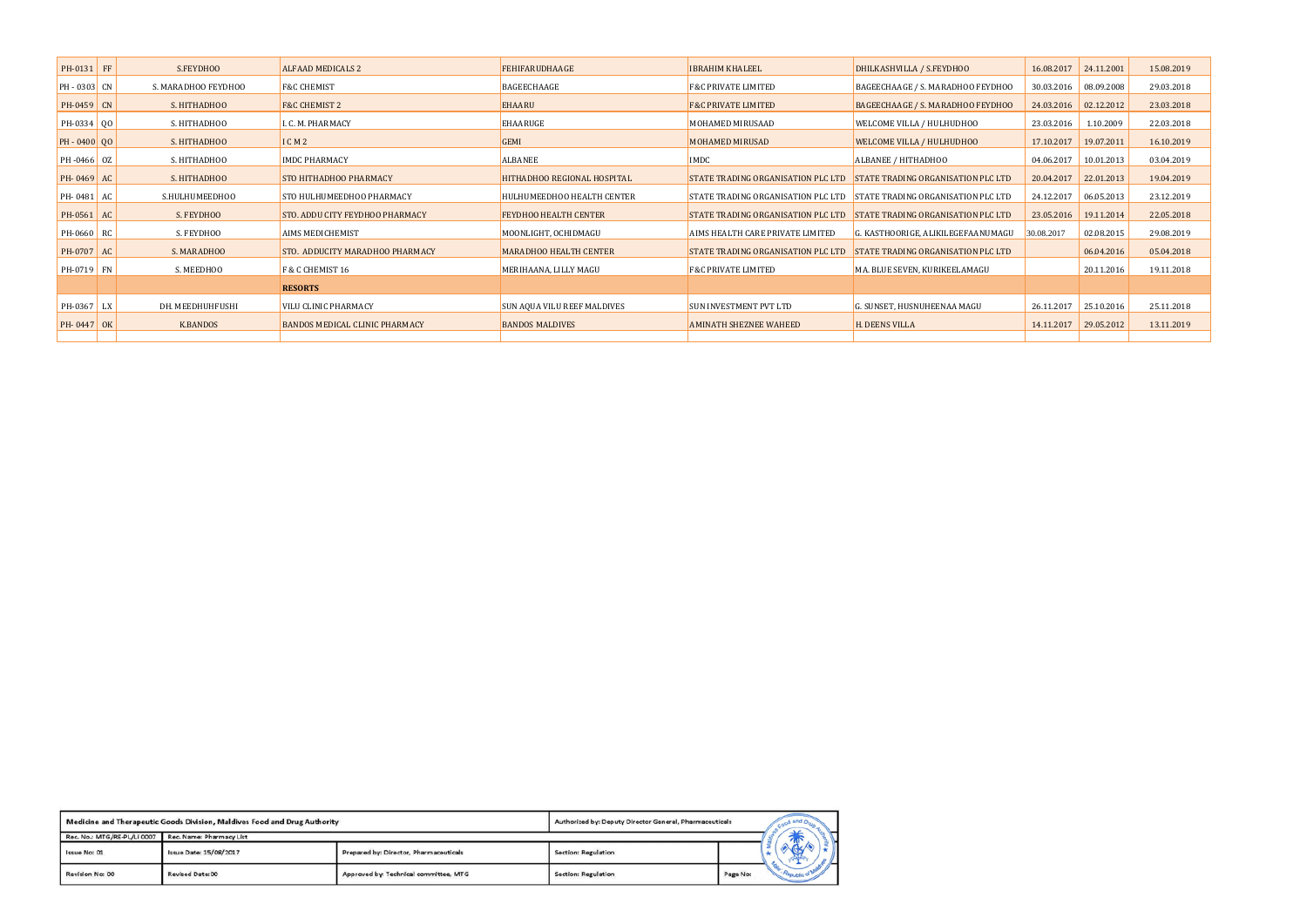| | | | | | | | | | |
|---|---|---|---|---|---|---|---|---|---|
| PH-0131 | FF | S.FEYDHOO | ALFAAD MEDICALS 2 | FEHIFARUDHAAGE | IBRAHIM KHALEEL | DHILKASHVILLA / S.FEYDHOO | 16.08.2017 | 24.11.2001 | 15.08.2019 |
| PH - 0303 | CN | S. MARADHOO FEYDHOO | F&C CHEMIST | BAGEECHAAGE | F&C PRIVATE LIMITED | BAGEECHAAGE / S. MARADHOO FEYDHOO | 30.03.2016 | 08.09.2008 | 29.03.2018 |
| PH-0459 | CN | S. HITHADHOO | F&C CHEMIST 2 | EHAARU | F&C PRIVATE LIMITED | BAGEECHAAGE / S. MARADHOO FEYDHOO | 24.03.2016 | 02.12.2012 | 23.03.2018 |
| PH-0334 | QO | S. HITHADHOO | I. C. M. PHARMACY | EHAARUGE | MOHAMED MIRUSAAD | WELCOME VILLA / HULHUDHOO | 23.03.2016 | 1.10.2009 | 22.03.2018 |
| PH - 0400 | QO | S. HITHADHOO | I C M 2 | GEMI | MOHAMED MIRUSAD | WELCOME VILLA / HULHUDHOO | 17.10.2017 | 19.07.2011 | 16.10.2019 |
| PH -0466 | OZ | S. HITHADHOO | IMDC PHARMACY | ALBANEE | IMDC | ALBANEE / HITHADHOO | 04.06.2017 | 10.01.2013 | 03.04.2019 |
| PH- 0469 | AC | S. HITHADHOO | STO HITHADHOO PHARMACY | HITHADHOO REGIONAL HOSPITAL | STATE TRADING ORGANISATION PLC LTD | STATE TRADING ORGANISATION PLC LTD | 20.04.2017 | 22.01.2013 | 19.04.2019 |
| PH- 0481 | AC | S.HULHUMEEDHOO | STO HULHUMEEDHOO PHARMACY | HULHUMEEDHOO HEALTH CENTER | STATE TRADING ORGANISATION PLC LTD | STATE TRADING ORGANISATION PLC LTD | 24.12.2017 | 06.05.2013 | 23.12.2019 |
| PH-0561 | AC | S. FEYDHOO | STO. ADDU CITY FEYDHOO PHARMACY | FEYDHOO HEALTH CENTER | STATE TRADING ORGANISATION PLC LTD | STATE TRADING ORGANISATION PLC LTD | 23.05.2016 | 19.11.2014 | 22.05.2018 |
| PH-0660 | RC | S. FEYDHOO | AIMS MEDICHEMIST | MOONLIGHT, OCHIDMAGU | AIMS HEALTH CARE PRIVATE LIMITED | G. KASTHOORIGE, ALIKILEGEFAANUMAGU | 30.08.2017 | 02.08.2015 | 29.08.2019 |
| PH-0707 | AC | S. MARADHOO | STO. ADDUCITY MARADHOO PHARMACY | MARADHOO HEALTH CENTER | STATE TRADING ORGANISATION PLC LTD | STATE TRADING ORGANISATION PLC LTD | | 06.04.2016 | 05.04.2018 |
| PH-0719 | FN | S. MEEDHOO | F & C CHEMIST 16 | MERIHAANA, LILLY MAGU | F&C PRIVATE LIMITED | MA. BLUE SEVEN, KURIKEELAMAGU | | 20.11.2016 | 19.11.2018 |
| | | | **RESORTS** | | | | | | |
| PH-0367 | LX | DH. MEEDHUHFUSHI | VILU CLINIC PHARMACY | SUN AQUA VILU REEF MALDIVES | SUN INVESTMENT PVT LTD | G. SUNSET, HUSNUHEENAA MAGU | 26.11.2017 | 25.10.2016 | 25.11.2018 |
| PH- 0447 | OK | K.BANDOS | BANDOS MEDICAL CLINIC PHARMACY | BANDOS MALDIVES | AMINATH SHEZNEE WAHEED | H. DEENS VILLA | 14.11.2017 | 29.05.2012 | 13.11.2019 |

| Medicine and Therapeutic Goods Division, Maldives Food and Drug Authority | | | Authorized by: Deputy Director General, Pharmaceuticals | |
|---|---|---|---|---|
| Rec. No.: MTG/RE-PL/LI 0007 | Rec. Name: Pharmacy List | | | |
| Issue No: 01 | Issue Date: 15/08/2017 | Prepared by: Director, Pharmaceuticals | Section: Regulation | |
| Revision No: 00 | Revised Date: 00 | Approved by: Technical committee, MTG | Section: Regulation | Page No: |